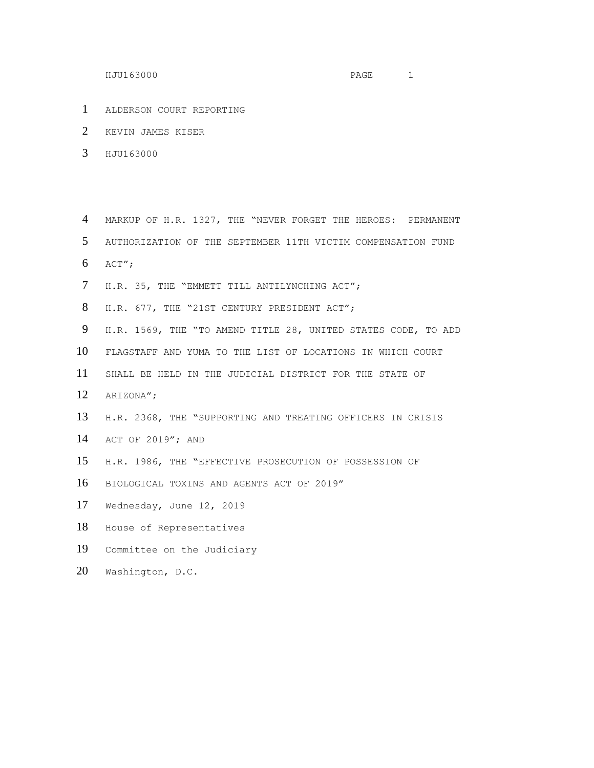ALDERSON COURT REPORTING

KEVIN JAMES KISER

HJU163000

MARKUP OF H.R. 1327, THE "NEVER FORGET THE HEROES: PERMANENT AUTHORIZATION OF THE SEPTEMBER 11TH VICTIM COMPENSATION FUND ACT";

H.R. 35, THE "EMMETT TILL ANTILYNCHING ACT";

H.R. 677, THE "21ST CENTURY PRESIDENT ACT";

H.R. 1569, THE "TO AMEND TITLE 28, UNITED STATES CODE, TO ADD FLAGSTAFF AND YUMA TO THE LIST OF LOCATIONS IN WHICH COURT SHALL BE HELD IN THE JUDICIAL DISTRICT FOR THE STATE OF ARIZONA";

H.R. 2368, THE "SUPPORTING AND TREATING OFFICERS IN CRISIS ACT OF 2019"; AND

H.R. 1986, THE "EFFECTIVE PROSECUTION OF POSSESSION OF BIOLOGICAL TOXINS AND AGENTS ACT OF 2019"

Wednesday, June 12, 2019

House of Representatives

Committee on the Judiciary

Washington, D.C.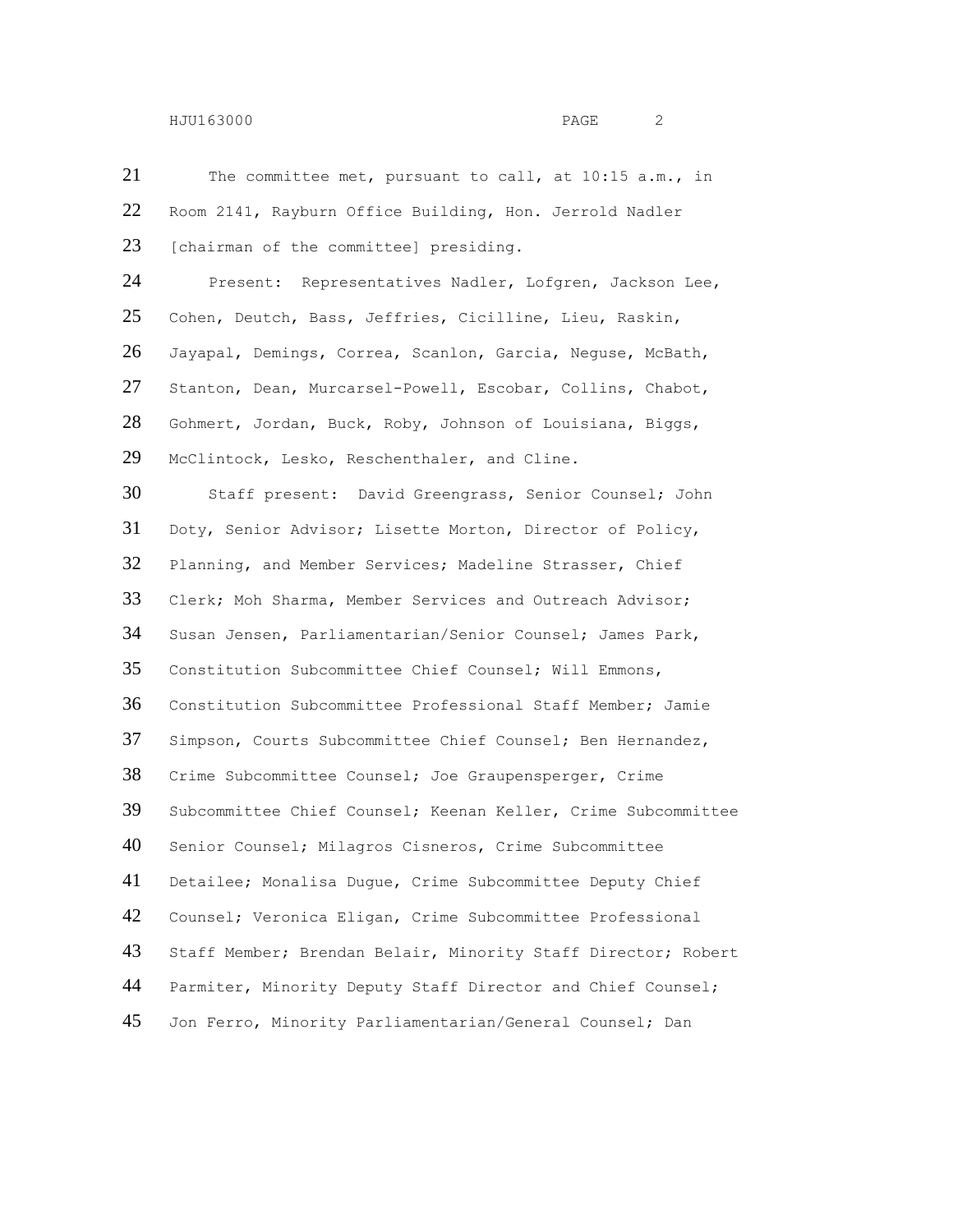The committee met, pursuant to call, at 10:15 a.m., in Room 2141, Rayburn Office Building, Hon. Jerrold Nadler [chairman of the committee] presiding.

Present: Representatives Nadler, Lofgren, Jackson Lee, Cohen, Deutch, Bass, Jeffries, Cicilline, Lieu, Raskin, Jayapal, Demings, Correa, Scanlon, Garcia, Neguse, McBath, Stanton, Dean, Murcarsel-Powell, Escobar, Collins, Chabot, Gohmert, Jordan, Buck, Roby, Johnson of Louisiana, Biggs, McClintock, Lesko, Reschenthaler, and Cline.

Staff present: David Greengrass, Senior Counsel; John Doty, Senior Advisor; Lisette Morton, Director of Policy, Planning, and Member Services; Madeline Strasser, Chief Clerk; Moh Sharma, Member Services and Outreach Advisor; Susan Jensen, Parliamentarian/Senior Counsel; James Park, Constitution Subcommittee Chief Counsel; Will Emmons, Constitution Subcommittee Professional Staff Member; Jamie Simpson, Courts Subcommittee Chief Counsel; Ben Hernandez, Crime Subcommittee Counsel; Joe Graupensperger, Crime Subcommittee Chief Counsel; Keenan Keller, Crime Subcommittee Senior Counsel; Milagros Cisneros, Crime Subcommittee Detailee; Monalisa Dugue, Crime Subcommittee Deputy Chief Counsel; Veronica Eligan, Crime Subcommittee Professional Staff Member; Brendan Belair, Minority Staff Director; Robert Parmiter, Minority Deputy Staff Director and Chief Counsel; Jon Ferro, Minority Parliamentarian/General Counsel; Dan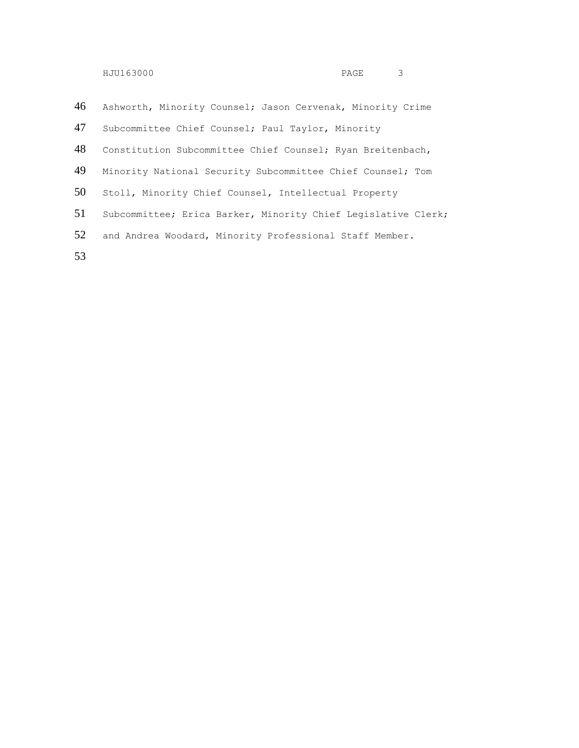Ashworth, Minority Counsel; Jason Cervenak, Minority Crime Subcommittee Chief Counsel; Paul Taylor, Minority Constitution Subcommittee Chief Counsel; Ryan Breitenbach, Minority National Security Subcommittee Chief Counsel; Tom Stoll, Minority Chief Counsel, Intellectual Property Subcommittee; Erica Barker, Minority Chief Legislative Clerk; and Andrea Woodard, Minority Professional Staff Member.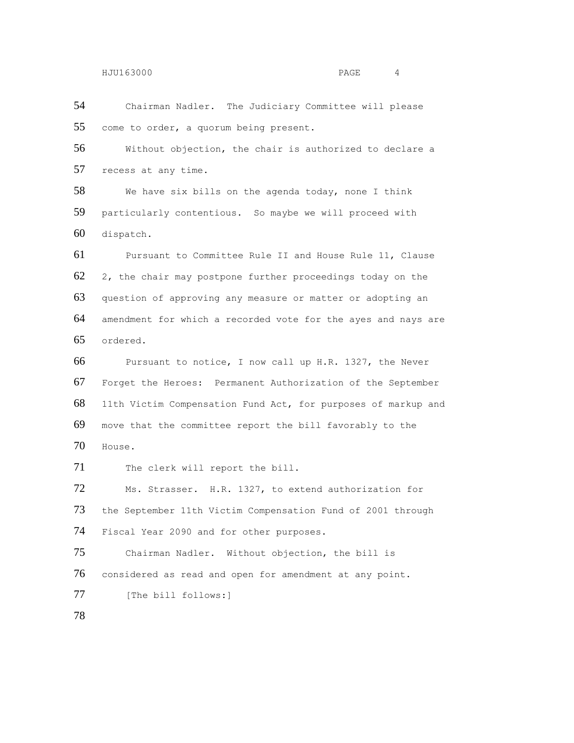Chairman Nadler. The Judiciary Committee will please come to order, a quorum being present.

Without objection, the chair is authorized to declare a recess at any time.

We have six bills on the agenda today, none I think particularly contentious. So maybe we will proceed with dispatch.

Pursuant to Committee Rule II and House Rule 11, Clause 2, the chair may postpone further proceedings today on the question of approving any measure or matter or adopting an amendment for which a recorded vote for the ayes and nays are ordered.

Pursuant to notice, I now call up H.R. 1327, the Never Forget the Heroes: Permanent Authorization of the September 11th Victim Compensation Fund Act, for purposes of markup and move that the committee report the bill favorably to the House.

The clerk will report the bill.

Ms. Strasser. H.R. 1327, to extend authorization for the September 11th Victim Compensation Fund of 2001 through Fiscal Year 2090 and for other purposes.

Chairman Nadler. Without objection, the bill is considered as read and open for amendment at any point.

[The bill follows:]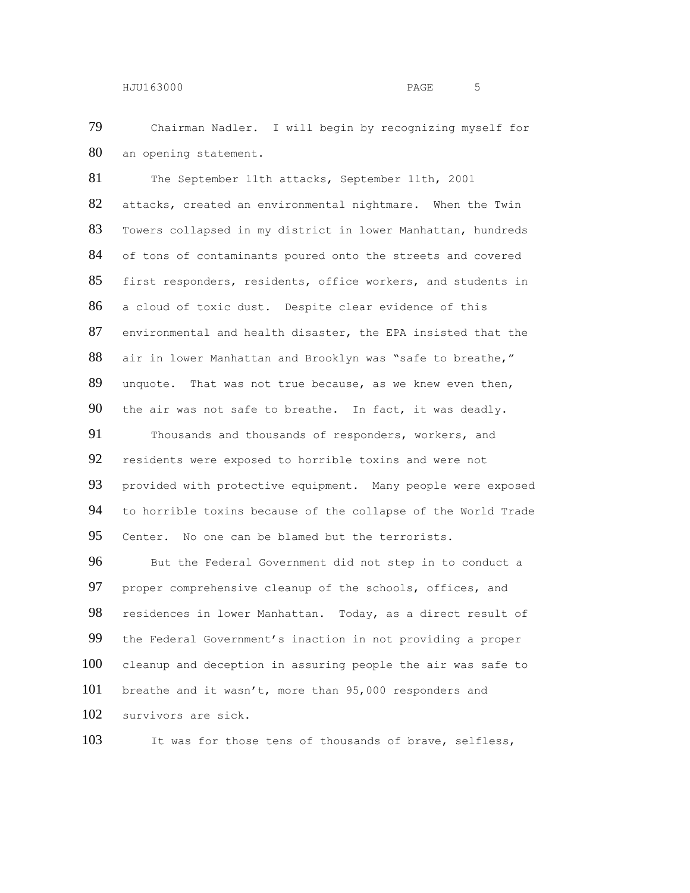Chairman Nadler. I will begin by recognizing myself for an opening statement.

The September 11th attacks, September 11th, 2001 attacks, created an environmental nightmare. When the Twin Towers collapsed in my district in lower Manhattan, hundreds of tons of contaminants poured onto the streets and covered first responders, residents, office workers, and students in a cloud of toxic dust. Despite clear evidence of this environmental and health disaster, the EPA insisted that the air in lower Manhattan and Brooklyn was "safe to breathe," unquote. That was not true because, as we knew even then, the air was not safe to breathe. In fact, it was deadly.

Thousands and thousands of responders, workers, and residents were exposed to horrible toxins and were not provided with protective equipment. Many people were exposed to horrible toxins because of the collapse of the World Trade Center. No one can be blamed but the terrorists.

But the Federal Government did not step in to conduct a proper comprehensive cleanup of the schools, offices, and residences in lower Manhattan. Today, as a direct result of the Federal Government's inaction in not providing a proper cleanup and deception in assuring people the air was safe to breathe and it wasn't, more than 95,000 responders and survivors are sick.

It was for those tens of thousands of brave, selfless,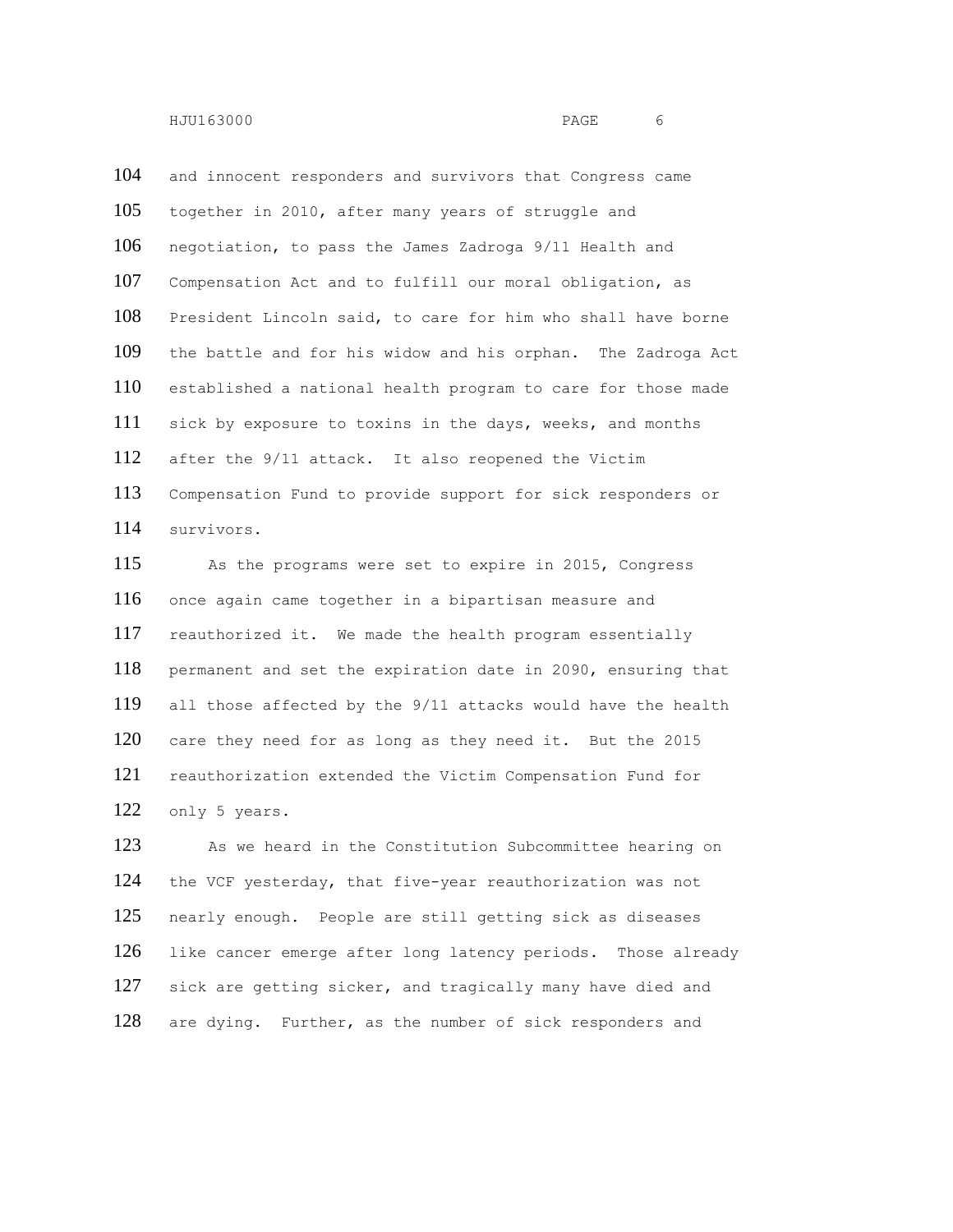and innocent responders and survivors that Congress came together in 2010, after many years of struggle and negotiation, to pass the James Zadroga 9/11 Health and Compensation Act and to fulfill our moral obligation, as President Lincoln said, to care for him who shall have borne the battle and for his widow and his orphan. The Zadroga Act established a national health program to care for those made sick by exposure to toxins in the days, weeks, and months after the 9/11 attack. It also reopened the Victim Compensation Fund to provide support for sick responders or survivors.

As the programs were set to expire in 2015, Congress once again came together in a bipartisan measure and reauthorized it. We made the health program essentially permanent and set the expiration date in 2090, ensuring that all those affected by the 9/11 attacks would have the health care they need for as long as they need it. But the 2015 reauthorization extended the Victim Compensation Fund for only 5 years.

As we heard in the Constitution Subcommittee hearing on the VCF yesterday, that five-year reauthorization was not nearly enough. People are still getting sick as diseases like cancer emerge after long latency periods. Those already sick are getting sicker, and tragically many have died and are dying. Further, as the number of sick responders and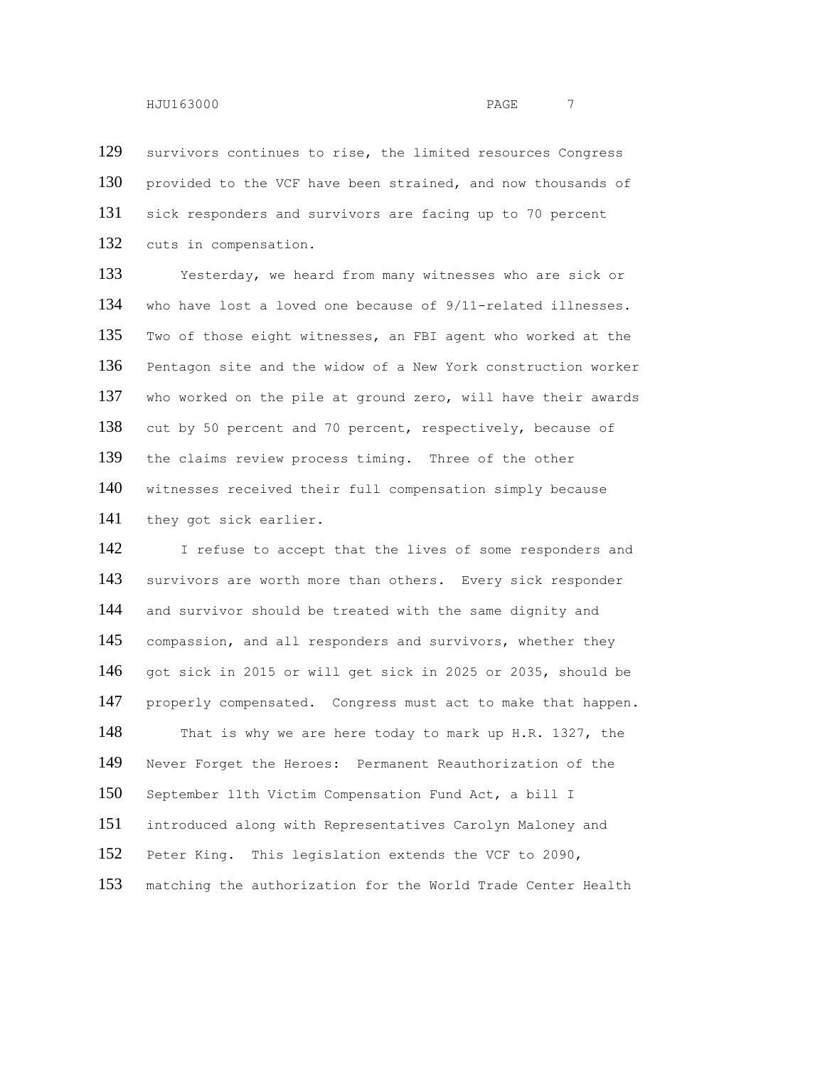survivors continues to rise, the limited resources Congress provided to the VCF have been strained, and now thousands of sick responders and survivors are facing up to 70 percent cuts in compensation.

Yesterday, we heard from many witnesses who are sick or who have lost a loved one because of 9/11-related illnesses. Two of those eight witnesses, an FBI agent who worked at the Pentagon site and the widow of a New York construction worker who worked on the pile at ground zero, will have their awards cut by 50 percent and 70 percent, respectively, because of the claims review process timing. Three of the other witnesses received their full compensation simply because they got sick earlier.

I refuse to accept that the lives of some responders and survivors are worth more than others. Every sick responder and survivor should be treated with the same dignity and compassion, and all responders and survivors, whether they got sick in 2015 or will get sick in 2025 or 2035, should be properly compensated. Congress must act to make that happen.

That is why we are here today to mark up H.R. 1327, the Never Forget the Heroes: Permanent Reauthorization of the September 11th Victim Compensation Fund Act, a bill I introduced along with Representatives Carolyn Maloney and Peter King. This legislation extends the VCF to 2090, matching the authorization for the World Trade Center Health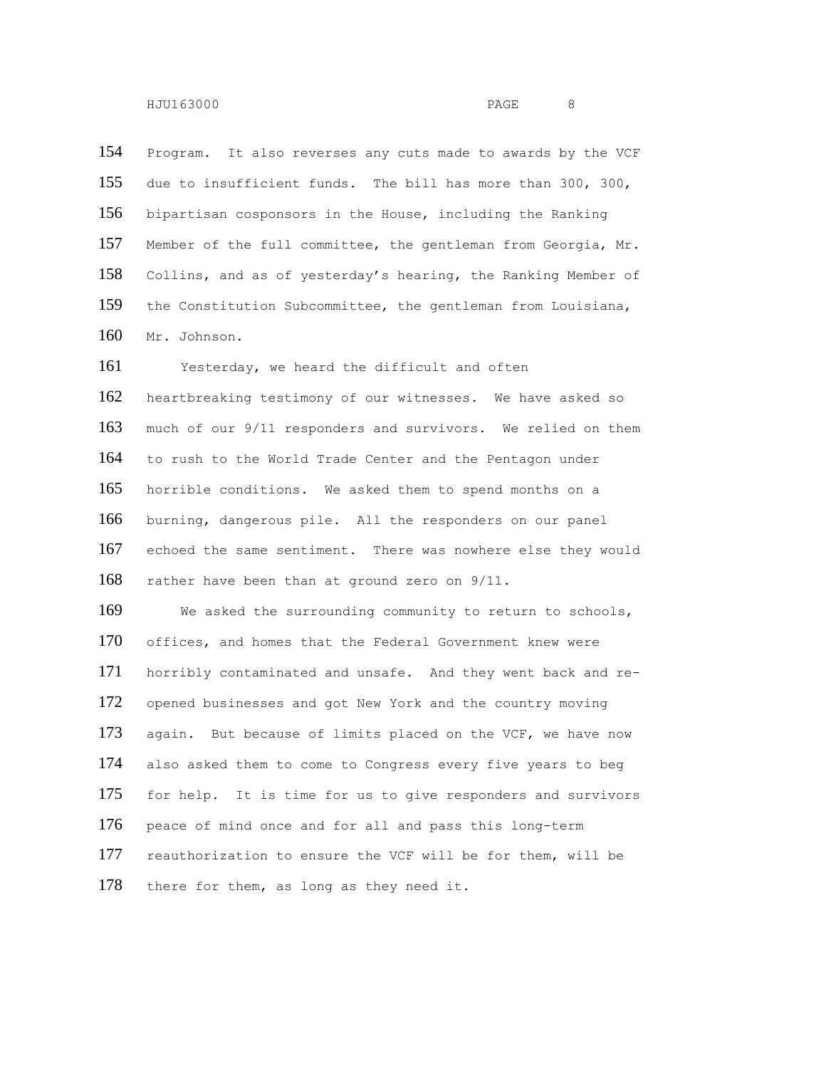Program. It also reverses any cuts made to awards by the VCF due to insufficient funds. The bill has more than 300, 300, bipartisan cosponsors in the House, including the Ranking Member of the full committee, the gentleman from Georgia, Mr. Collins, and as of yesterday's hearing, the Ranking Member of the Constitution Subcommittee, the gentleman from Louisiana, Mr. Johnson.

Yesterday, we heard the difficult and often heartbreaking testimony of our witnesses. We have asked so much of our 9/11 responders and survivors. We relied on them to rush to the World Trade Center and the Pentagon under horrible conditions. We asked them to spend months on a burning, dangerous pile. All the responders on our panel echoed the same sentiment. There was nowhere else they would rather have been than at ground zero on 9/11.

We asked the surrounding community to return to schools, offices, and homes that the Federal Government knew were horribly contaminated and unsafe. And they went back and re-opened businesses and got New York and the country moving again. But because of limits placed on the VCF, we have now also asked them to come to Congress every five years to beg for help. It is time for us to give responders and survivors peace of mind once and for all and pass this long-term reauthorization to ensure the VCF will be for them, will be there for them, as long as they need it.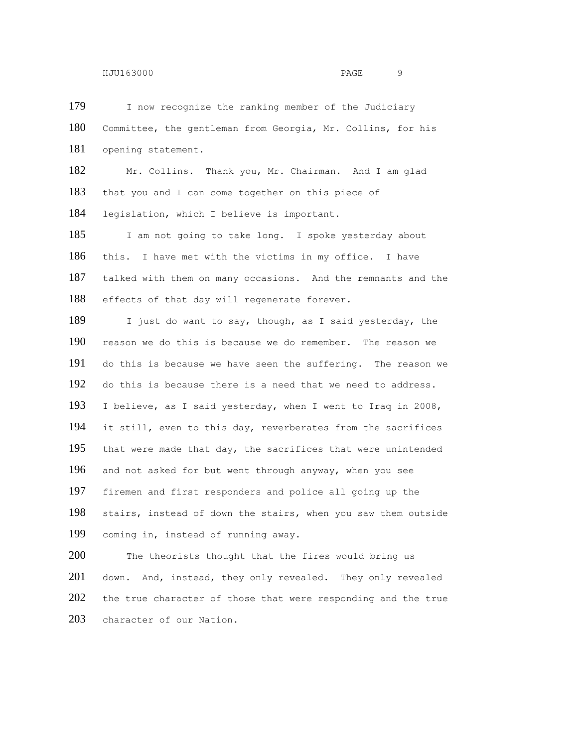I now recognize the ranking member of the Judiciary Committee, the gentleman from Georgia, Mr. Collins, for his opening statement.

Mr. Collins. Thank you, Mr. Chairman. And I am glad that you and I can come together on this piece of legislation, which I believe is important.

I am not going to take long. I spoke yesterday about this. I have met with the victims in my office. I have talked with them on many occasions. And the remnants and the effects of that day will regenerate forever.

I just do want to say, though, as I said yesterday, the reason we do this is because we do remember. The reason we do this is because we have seen the suffering. The reason we do this is because there is a need that we need to address. I believe, as I said yesterday, when I went to Iraq in 2008, it still, even to this day, reverberates from the sacrifices that were made that day, the sacrifices that were unintended and not asked for but went through anyway, when you see firemen and first responders and police all going up the stairs, instead of down the stairs, when you saw them outside coming in, instead of running away.

The theorists thought that the fires would bring us down. And, instead, they only revealed. They only revealed the true character of those that were responding and the true character of our Nation.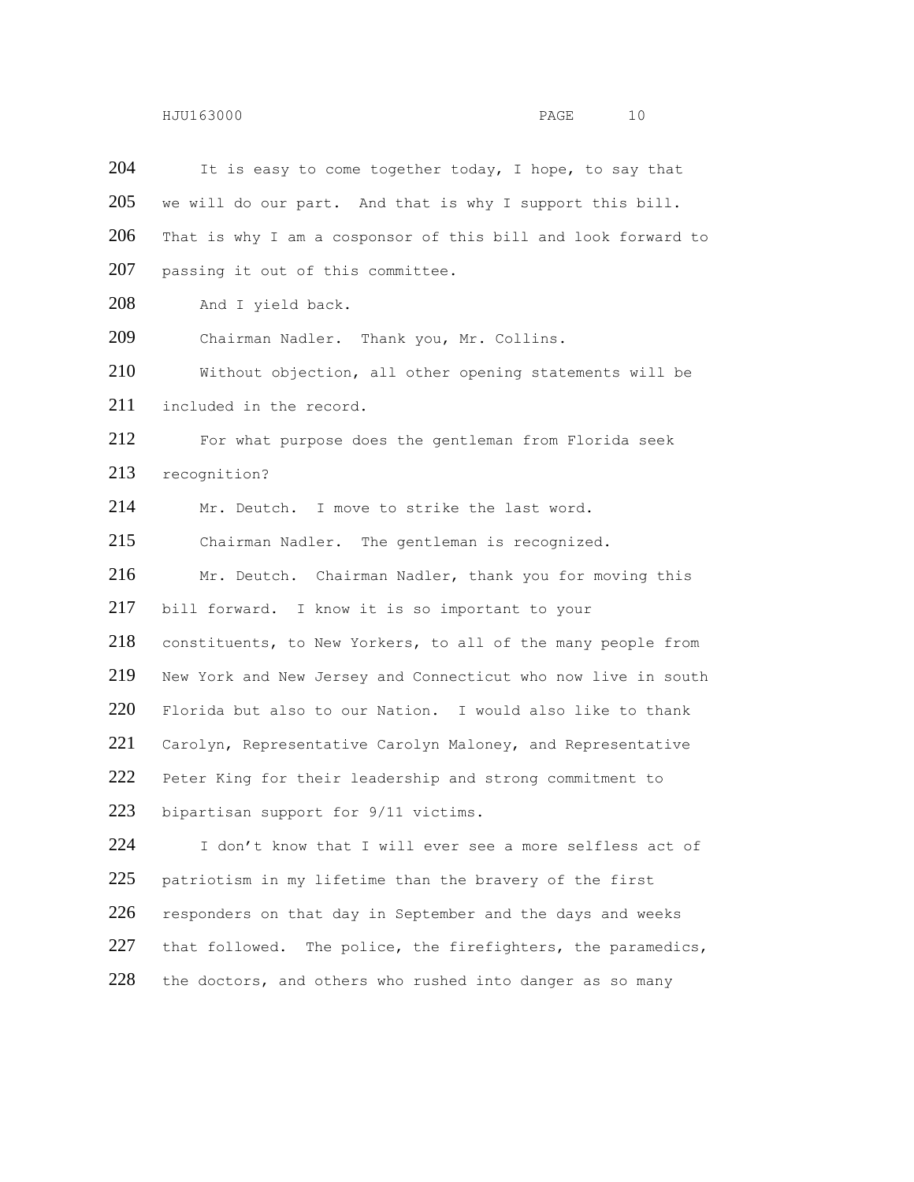It is easy to come together today, I hope, to say that we will do our part. And that is why I support this bill. That is why I am a cosponsor of this bill and look forward to passing it out of this committee.

And I yield back.

Chairman Nadler. Thank you, Mr. Collins.

Without objection, all other opening statements will be included in the record.

For what purpose does the gentleman from Florida seek recognition?

Mr. Deutch. I move to strike the last word.

Chairman Nadler. The gentleman is recognized.

Mr. Deutch. Chairman Nadler, thank you for moving this bill forward. I know it is so important to your constituents, to New Yorkers, to all of the many people from New York and New Jersey and Connecticut who now live in south Florida but also to our Nation. I would also like to thank Carolyn, Representative Carolyn Maloney, and Representative Peter King for their leadership and strong commitment to bipartisan support for 9/11 victims.

I don't know that I will ever see a more selfless act of patriotism in my lifetime than the bravery of the first responders on that day in September and the days and weeks that followed. The police, the firefighters, the paramedics, the doctors, and others who rushed into danger as so many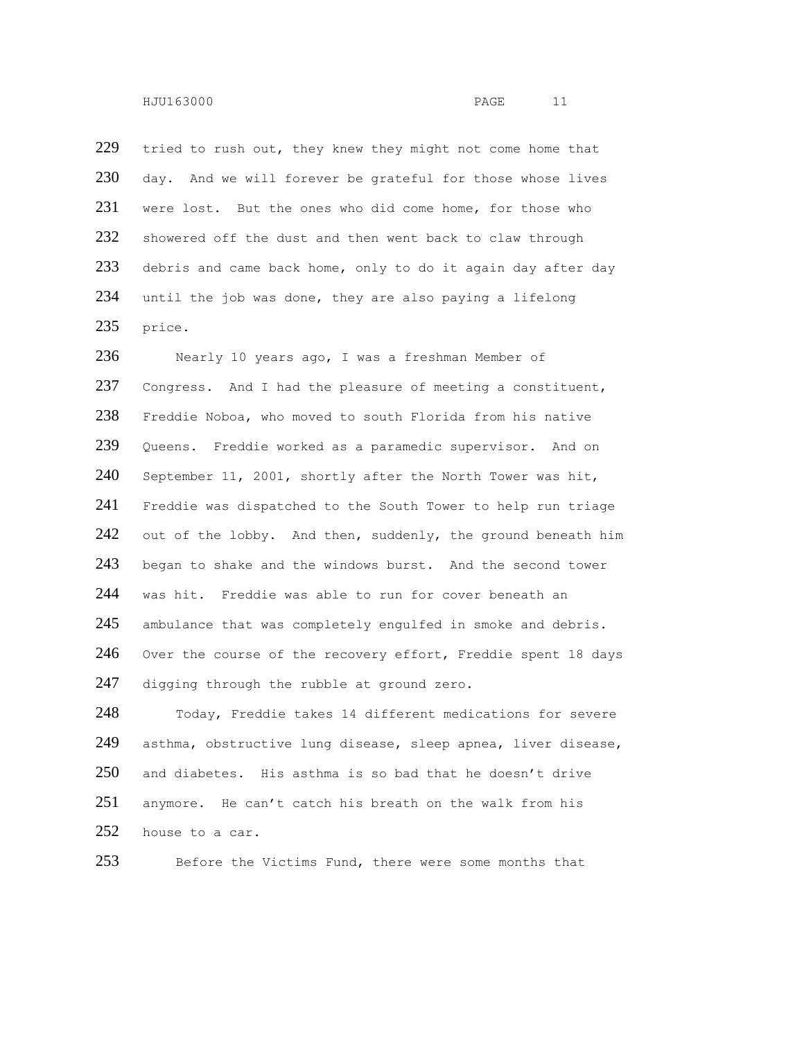tried to rush out, they knew they might not come home that day. And we will forever be grateful for those whose lives were lost. But the ones who did come home, for those who showered off the dust and then went back to claw through debris and came back home, only to do it again day after day until the job was done, they are also paying a lifelong price.

Nearly 10 years ago, I was a freshman Member of Congress. And I had the pleasure of meeting a constituent, Freddie Noboa, who moved to south Florida from his native Queens. Freddie worked as a paramedic supervisor. And on September 11, 2001, shortly after the North Tower was hit, Freddie was dispatched to the South Tower to help run triage out of the lobby. And then, suddenly, the ground beneath him began to shake and the windows burst. And the second tower was hit. Freddie was able to run for cover beneath an ambulance that was completely engulfed in smoke and debris. Over the course of the recovery effort, Freddie spent 18 days digging through the rubble at ground zero.

Today, Freddie takes 14 different medications for severe asthma, obstructive lung disease, sleep apnea, liver disease, and diabetes. His asthma is so bad that he doesn't drive anymore. He can't catch his breath on the walk from his house to a car.

Before the Victims Fund, there were some months that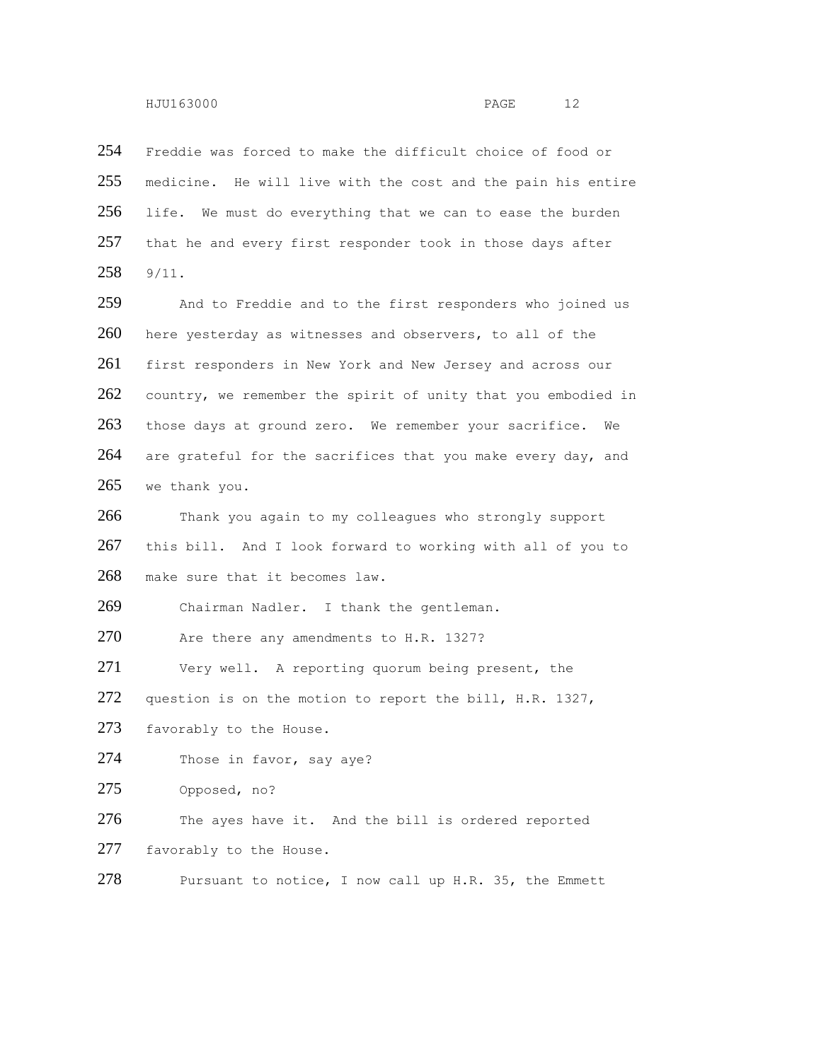Freddie was forced to make the difficult choice of food or medicine. He will live with the cost and the pain his entire life. We must do everything that we can to ease the burden that he and every first responder took in those days after 9/11.

And to Freddie and to the first responders who joined us here yesterday as witnesses and observers, to all of the first responders in New York and New Jersey and across our country, we remember the spirit of unity that you embodied in those days at ground zero. We remember your sacrifice. We are grateful for the sacrifices that you make every day, and we thank you.

Thank you again to my colleagues who strongly support this bill. And I look forward to working with all of you to make sure that it becomes law.

Chairman Nadler. I thank the gentleman.

Are there any amendments to H.R. 1327?

Very well. A reporting quorum being present, the question is on the motion to report the bill, H.R. 1327, favorably to the House.

Those in favor, say aye?

Opposed, no?

The ayes have it. And the bill is ordered reported favorably to the House.

Pursuant to notice, I now call up H.R. 35, the Emmett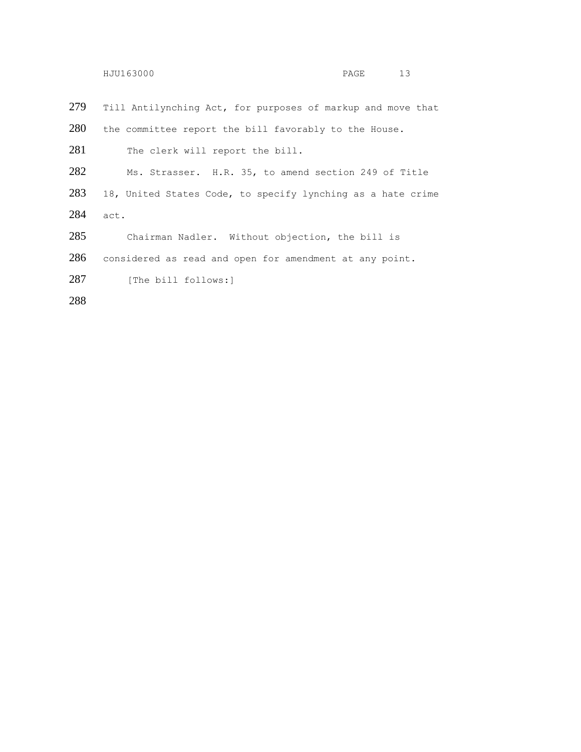Till Antilynching Act, for purposes of markup and move that the committee report the bill favorably to the House.

The clerk will report the bill.

Ms. Strasser. H.R. 35, to amend section 249 of Title 18, United States Code, to specify lynching as a hate crime act.

Chairman Nadler. Without objection, the bill is considered as read and open for amendment at any point.

[The bill follows:]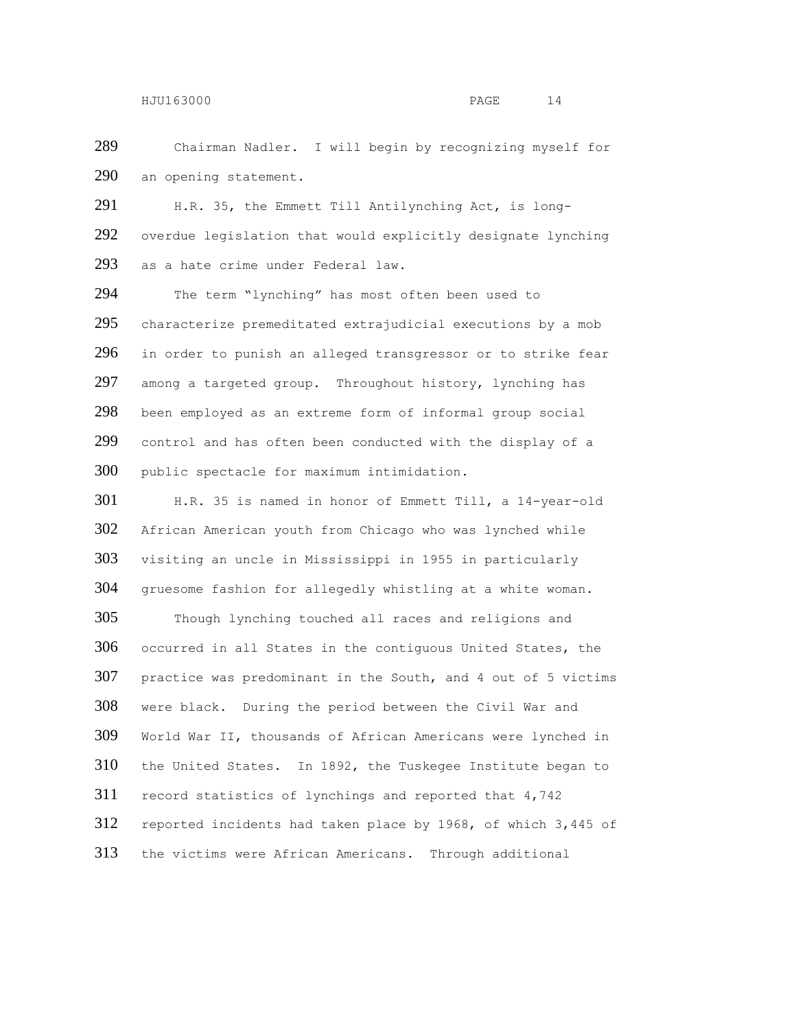Chairman Nadler. I will begin by recognizing myself for an opening statement.

H.R. 35, the Emmett Till Antilynching Act, is long-overdue legislation that would explicitly designate lynching as a hate crime under Federal law.

The term "lynching" has most often been used to characterize premeditated extrajudicial executions by a mob in order to punish an alleged transgressor or to strike fear among a targeted group. Throughout history, lynching has been employed as an extreme form of informal group social control and has often been conducted with the display of a public spectacle for maximum intimidation.

H.R. 35 is named in honor of Emmett Till, a 14-year-old African American youth from Chicago who was lynched while visiting an uncle in Mississippi in 1955 in particularly gruesome fashion for allegedly whistling at a white woman.

Though lynching touched all races and religions and occurred in all States in the contiguous United States, the practice was predominant in the South, and 4 out of 5 victims were black. During the period between the Civil War and World War II, thousands of African Americans were lynched in the United States. In 1892, the Tuskegee Institute began to record statistics of lynchings and reported that 4,742 reported incidents had taken place by 1968, of which 3,445 of the victims were African Americans. Through additional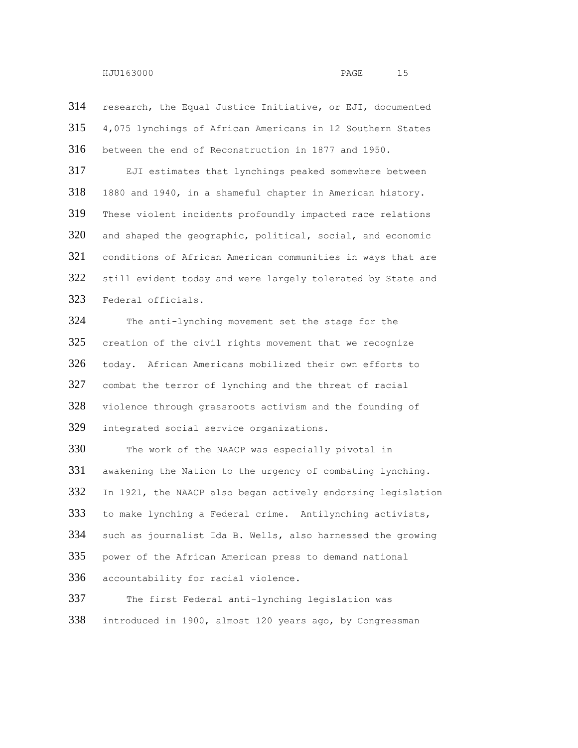research, the Equal Justice Initiative, or EJI, documented 4,075 lynchings of African Americans in 12 Southern States between the end of Reconstruction in 1877 and 1950.

EJI estimates that lynchings peaked somewhere between 1880 and 1940, in a shameful chapter in American history. These violent incidents profoundly impacted race relations and shaped the geographic, political, social, and economic conditions of African American communities in ways that are still evident today and were largely tolerated by State and Federal officials.

The anti-lynching movement set the stage for the creation of the civil rights movement that we recognize today. African Americans mobilized their own efforts to combat the terror of lynching and the threat of racial violence through grassroots activism and the founding of integrated social service organizations.

The work of the NAACP was especially pivotal in awakening the Nation to the urgency of combating lynching. In 1921, the NAACP also began actively endorsing legislation to make lynching a Federal crime. Antilynching activists, such as journalist Ida B. Wells, also harnessed the growing power of the African American press to demand national accountability for racial violence.

The first Federal anti-lynching legislation was introduced in 1900, almost 120 years ago, by Congressman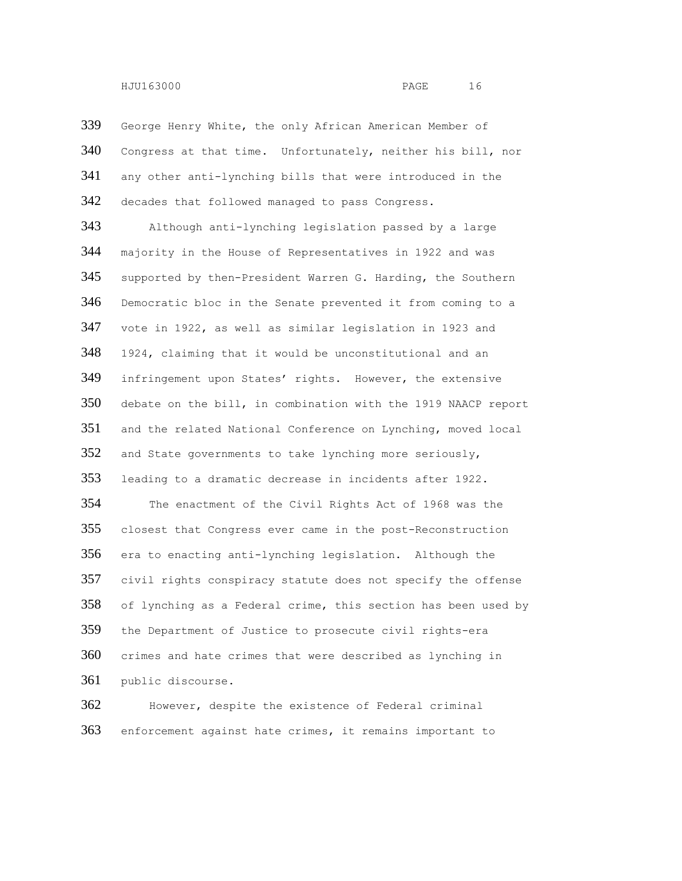George Henry White, the only African American Member of Congress at that time. Unfortunately, neither his bill, nor any other anti-lynching bills that were introduced in the decades that followed managed to pass Congress.

Although anti-lynching legislation passed by a large majority in the House of Representatives in 1922 and was supported by then-President Warren G. Harding, the Southern Democratic bloc in the Senate prevented it from coming to a vote in 1922, as well as similar legislation in 1923 and 1924, claiming that it would be unconstitutional and an infringement upon States' rights. However, the extensive debate on the bill, in combination with the 1919 NAACP report and the related National Conference on Lynching, moved local and State governments to take lynching more seriously, leading to a dramatic decrease in incidents after 1922.

The enactment of the Civil Rights Act of 1968 was the closest that Congress ever came in the post-Reconstruction era to enacting anti-lynching legislation. Although the civil rights conspiracy statute does not specify the offense of lynching as a Federal crime, this section has been used by the Department of Justice to prosecute civil rights-era crimes and hate crimes that were described as lynching in public discourse.

However, despite the existence of Federal criminal enforcement against hate crimes, it remains important to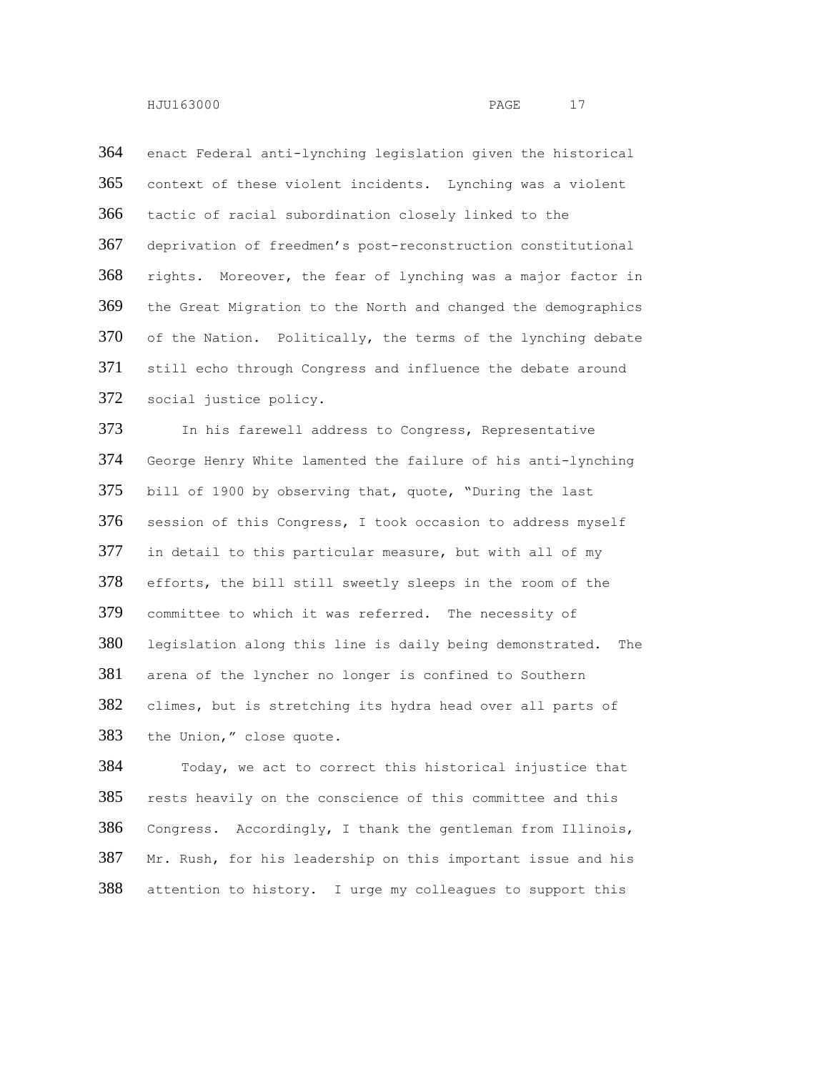enact Federal anti-lynching legislation given the historical context of these violent incidents. Lynching was a violent tactic of racial subordination closely linked to the deprivation of freedmen's post-reconstruction constitutional rights. Moreover, the fear of lynching was a major factor in the Great Migration to the North and changed the demographics of the Nation. Politically, the terms of the lynching debate still echo through Congress and influence the debate around social justice policy.

In his farewell address to Congress, Representative George Henry White lamented the failure of his anti-lynching bill of 1900 by observing that, quote, "During the last session of this Congress, I took occasion to address myself in detail to this particular measure, but with all of my efforts, the bill still sweetly sleeps in the room of the committee to which it was referred. The necessity of legislation along this line is daily being demonstrated. The arena of the lyncher no longer is confined to Southern climes, but is stretching its hydra head over all parts of the Union," close quote.

Today, we act to correct this historical injustice that rests heavily on the conscience of this committee and this Congress. Accordingly, I thank the gentleman from Illinois, Mr. Rush, for his leadership on this important issue and his attention to history. I urge my colleagues to support this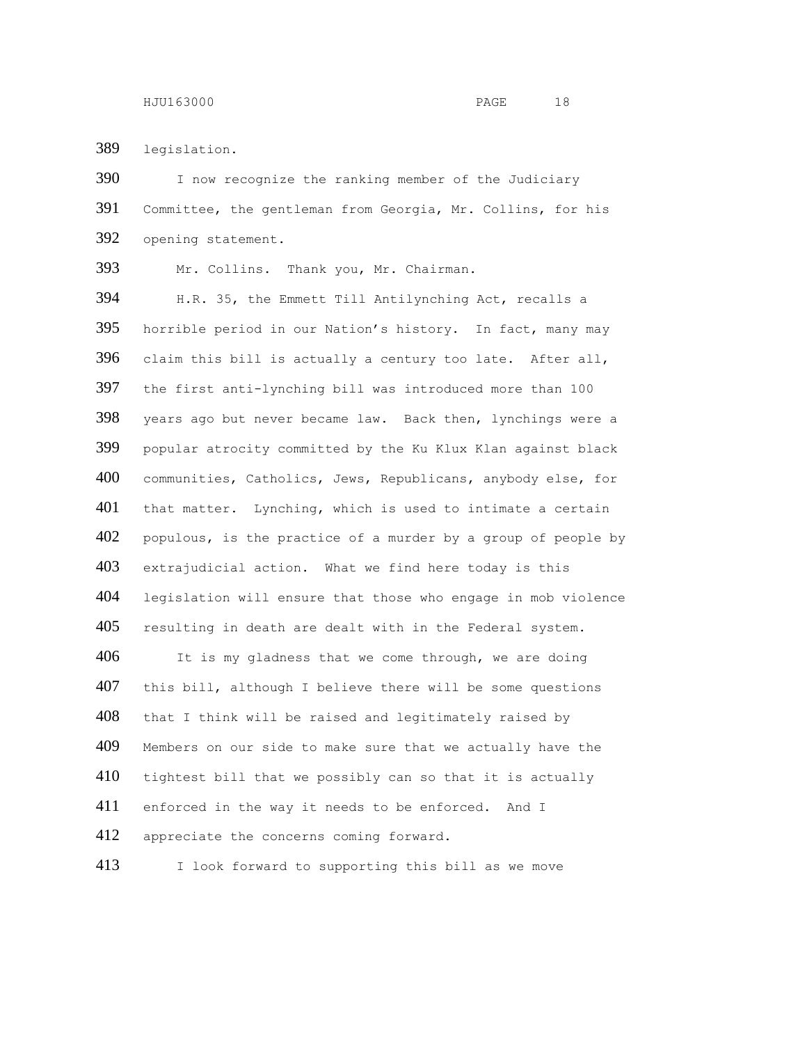legislation.

I now recognize the ranking member of the Judiciary Committee, the gentleman from Georgia, Mr. Collins, for his opening statement.

Mr. Collins. Thank you, Mr. Chairman.

H.R. 35, the Emmett Till Antilynching Act, recalls a horrible period in our Nation's history. In fact, many may claim this bill is actually a century too late. After all, the first anti-lynching bill was introduced more than 100 years ago but never became law. Back then, lynchings were a popular atrocity committed by the Ku Klux Klan against black communities, Catholics, Jews, Republicans, anybody else, for that matter. Lynching, which is used to intimate a certain populous, is the practice of a murder by a group of people by extrajudicial action. What we find here today is this legislation will ensure that those who engage in mob violence resulting in death are dealt with in the Federal system.

It is my gladness that we come through, we are doing this bill, although I believe there will be some questions that I think will be raised and legitimately raised by Members on our side to make sure that we actually have the tightest bill that we possibly can so that it is actually enforced in the way it needs to be enforced. And I appreciate the concerns coming forward.

I look forward to supporting this bill as we move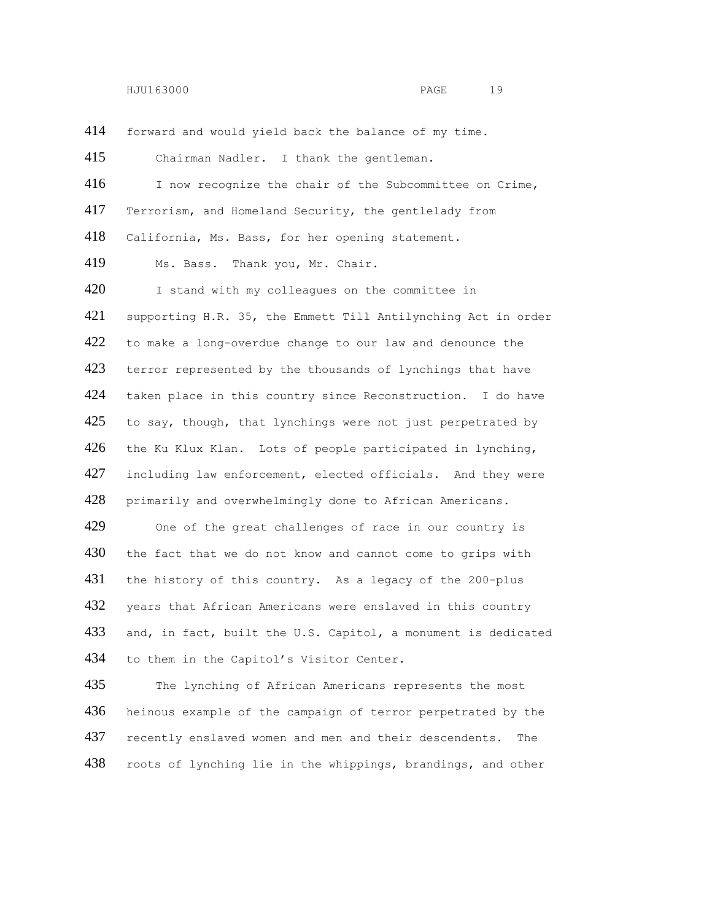forward and would yield back the balance of my time.

Chairman Nadler. I thank the gentleman.

I now recognize the chair of the Subcommittee on Crime, Terrorism, and Homeland Security, the gentlelady from California, Ms. Bass, for her opening statement.

Ms. Bass. Thank you, Mr. Chair.

I stand with my colleagues on the committee in supporting H.R. 35, the Emmett Till Antilynching Act in order to make a long-overdue change to our law and denounce the terror represented by the thousands of lynchings that have taken place in this country since Reconstruction. I do have to say, though, that lynchings were not just perpetrated by the Ku Klux Klan. Lots of people participated in lynching, including law enforcement, elected officials. And they were primarily and overwhelmingly done to African Americans.

One of the great challenges of race in our country is the fact that we do not know and cannot come to grips with the history of this country. As a legacy of the 200-plus years that African Americans were enslaved in this country and, in fact, built the U.S. Capitol, a monument is dedicated to them in the Capitol's Visitor Center.

The lynching of African Americans represents the most heinous example of the campaign of terror perpetrated by the recently enslaved women and men and their descendents. The roots of lynching lie in the whippings, brandings, and other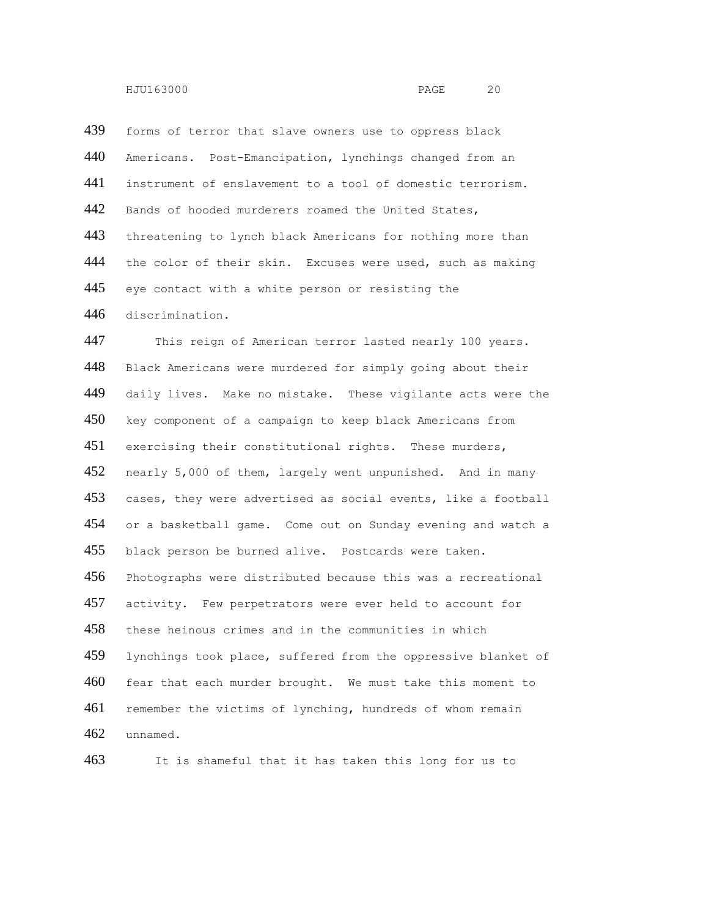forms of terror that slave owners use to oppress black Americans. Post-Emancipation, lynchings changed from an instrument of enslavement to a tool of domestic terrorism. Bands of hooded murderers roamed the United States, threatening to lynch black Americans for nothing more than the color of their skin. Excuses were used, such as making eye contact with a white person or resisting the discrimination.

This reign of American terror lasted nearly 100 years. Black Americans were murdered for simply going about their daily lives. Make no mistake. These vigilante acts were the key component of a campaign to keep black Americans from exercising their constitutional rights. These murders, nearly 5,000 of them, largely went unpunished. And in many cases, they were advertised as social events, like a football or a basketball game. Come out on Sunday evening and watch a black person be burned alive. Postcards were taken. Photographs were distributed because this was a recreational activity. Few perpetrators were ever held to account for these heinous crimes and in the communities in which lynchings took place, suffered from the oppressive blanket of fear that each murder brought. We must take this moment to remember the victims of lynching, hundreds of whom remain unnamed.

It is shameful that it has taken this long for us to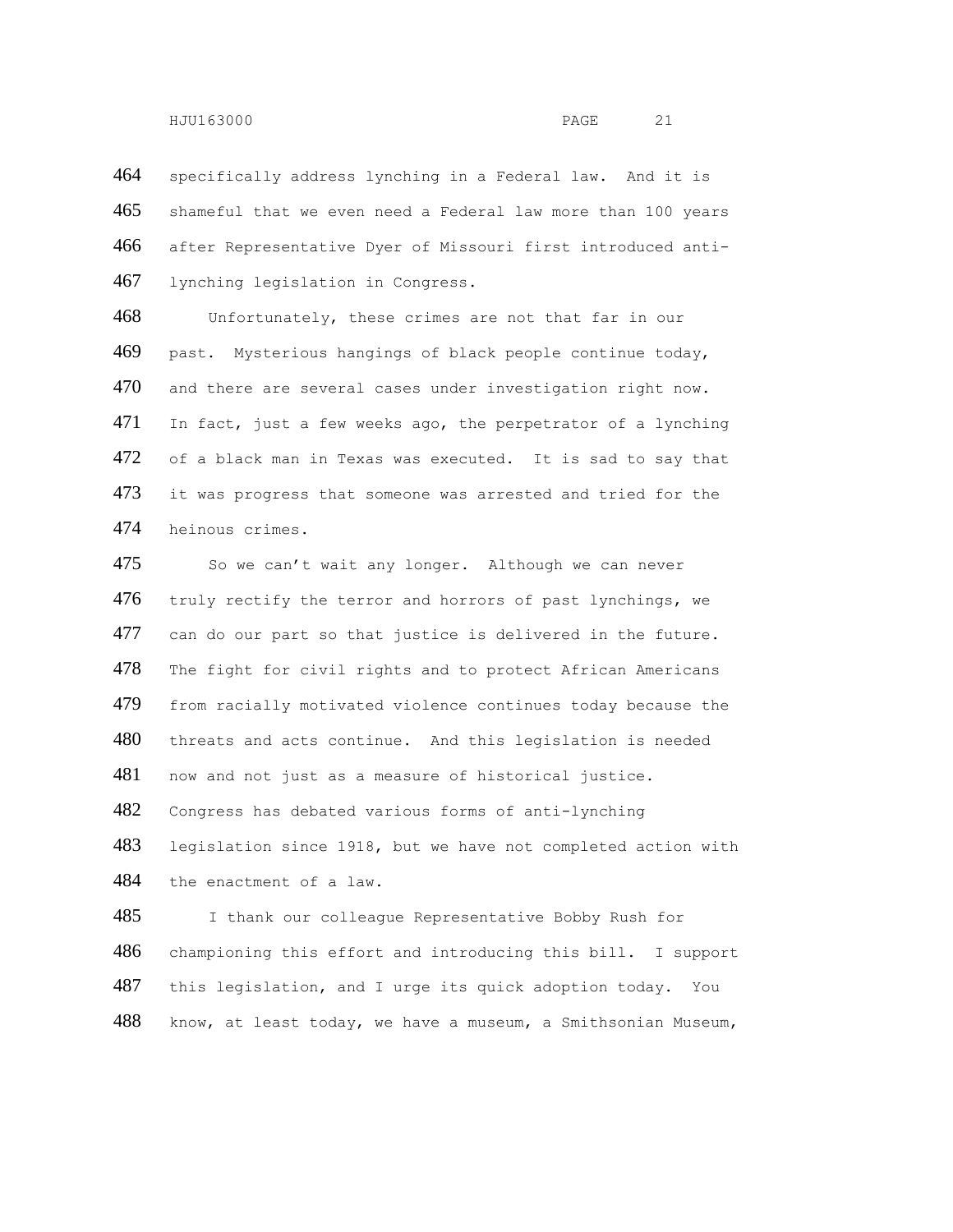specifically address lynching in a Federal law. And it is shameful that we even need a Federal law more than 100 years after Representative Dyer of Missouri first introduced anti-lynching legislation in Congress.

Unfortunately, these crimes are not that far in our past. Mysterious hangings of black people continue today, and there are several cases under investigation right now. In fact, just a few weeks ago, the perpetrator of a lynching of a black man in Texas was executed. It is sad to say that it was progress that someone was arrested and tried for the heinous crimes.

So we can't wait any longer. Although we can never truly rectify the terror and horrors of past lynchings, we can do our part so that justice is delivered in the future. The fight for civil rights and to protect African Americans from racially motivated violence continues today because the threats and acts continue. And this legislation is needed now and not just as a measure of historical justice. Congress has debated various forms of anti-lynching legislation since 1918, but we have not completed action with the enactment of a law.

I thank our colleague Representative Bobby Rush for championing this effort and introducing this bill. I support this legislation, and I urge its quick adoption today. You know, at least today, we have a museum, a Smithsonian Museum,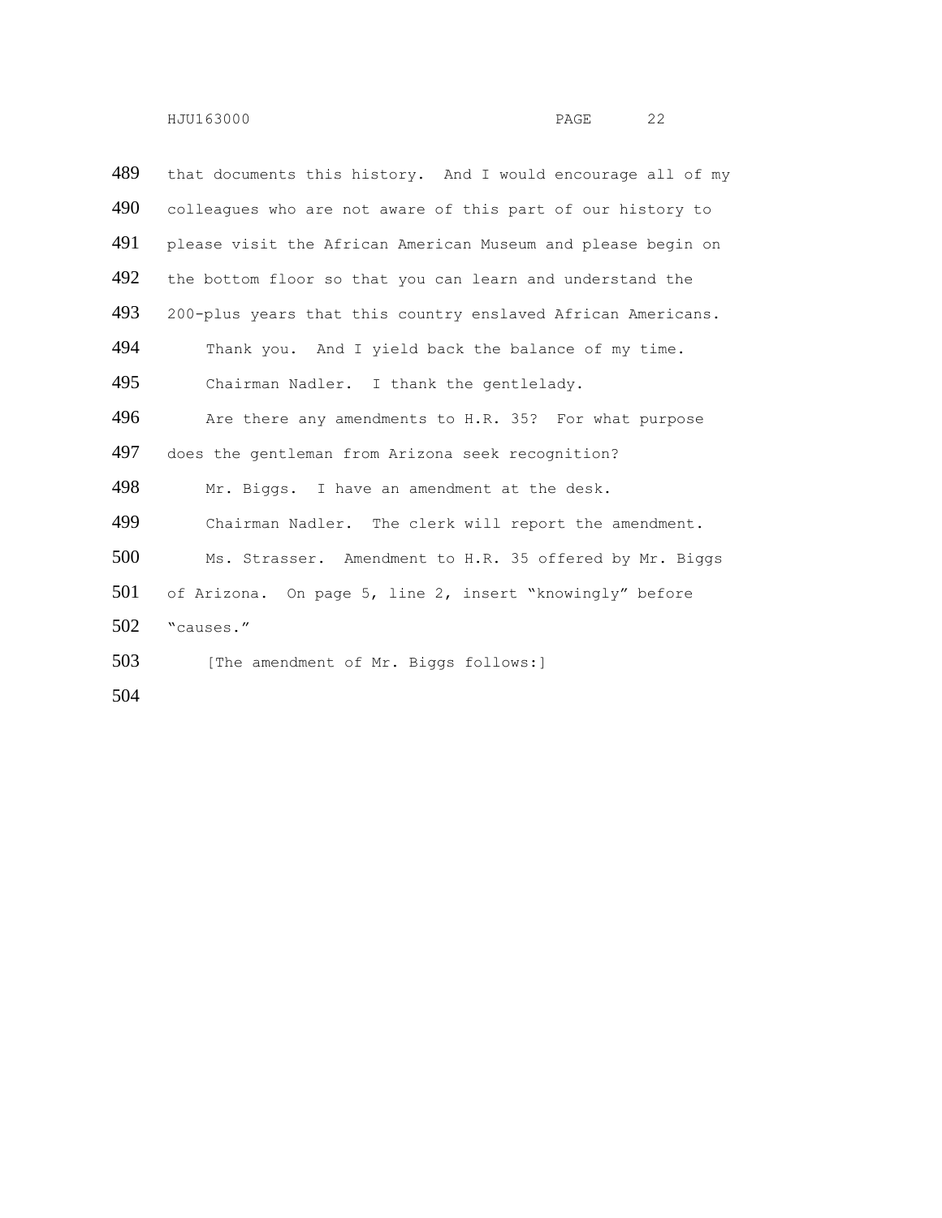that documents this history. And I would encourage all of my colleagues who are not aware of this part of our history to please visit the African American Museum and please begin on the bottom floor so that you can learn and understand the 200-plus years that this country enslaved African Americans.

Thank you. And I yield back the balance of my time.

Chairman Nadler. I thank the gentlelady.

Are there any amendments to H.R. 35? For what purpose does the gentleman from Arizona seek recognition?

Mr. Biggs. I have an amendment at the desk.

Chairman Nadler. The clerk will report the amendment.

Ms. Strasser. Amendment to H.R. 35 offered by Mr. Biggs of Arizona. On page 5, line 2, insert "knowingly" before "causes."

[The amendment of Mr. Biggs follows:]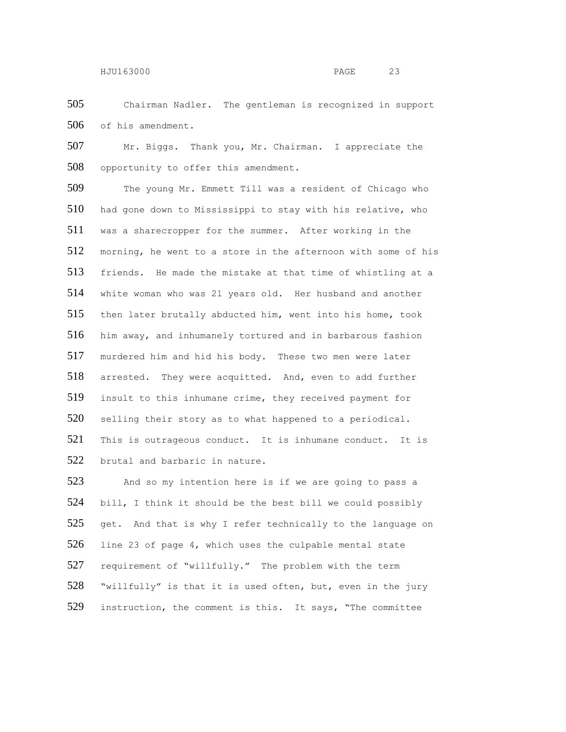Chairman Nadler. The gentleman is recognized in support of his amendment.

Mr. Biggs. Thank you, Mr. Chairman. I appreciate the opportunity to offer this amendment.

The young Mr. Emmett Till was a resident of Chicago who had gone down to Mississippi to stay with his relative, who was a sharecropper for the summer. After working in the morning, he went to a store in the afternoon with some of his friends. He made the mistake at that time of whistling at a white woman who was 21 years old. Her husband and another then later brutally abducted him, went into his home, took him away, and inhumanely tortured and in barbarous fashion murdered him and hid his body. These two men were later arrested. They were acquitted. And, even to add further insult to this inhumane crime, they received payment for selling their story as to what happened to a periodical. This is outrageous conduct. It is inhumane conduct. It is brutal and barbaric in nature.

And so my intention here is if we are going to pass a bill, I think it should be the best bill we could possibly get. And that is why I refer technically to the language on line 23 of page 4, which uses the culpable mental state requirement of "willfully." The problem with the term "willfully" is that it is used often, but, even in the jury instruction, the comment is this. It says, "The committee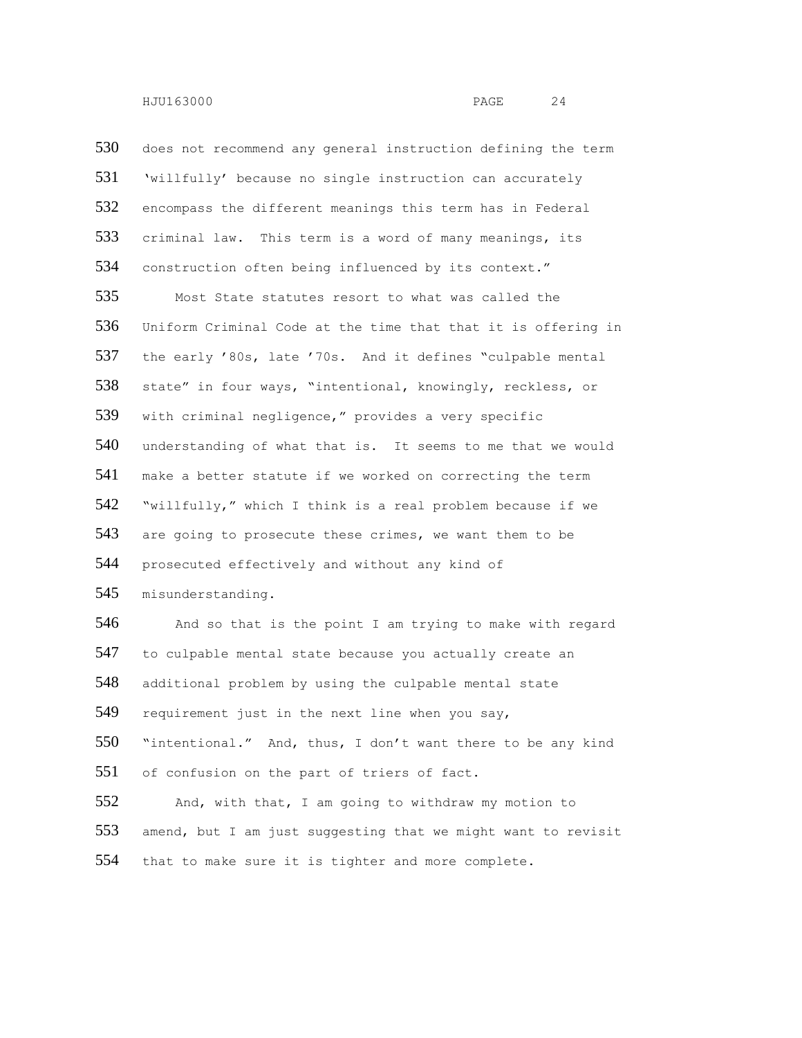does not recommend any general instruction defining the term 'willfully' because no single instruction can accurately encompass the different meanings this term has in Federal criminal law. This term is a word of many meanings, its construction often being influenced by its context."

Most State statutes resort to what was called the Uniform Criminal Code at the time that that it is offering in the early '80s, late '70s. And it defines "culpable mental state" in four ways, "intentional, knowingly, reckless, or with criminal negligence," provides a very specific understanding of what that is. It seems to me that we would make a better statute if we worked on correcting the term "willfully," which I think is a real problem because if we are going to prosecute these crimes, we want them to be prosecuted effectively and without any kind of misunderstanding.

And so that is the point I am trying to make with regard to culpable mental state because you actually create an additional problem by using the culpable mental state requirement just in the next line when you say, "intentional." And, thus, I don't want there to be any kind of confusion on the part of triers of fact.

And, with that, I am going to withdraw my motion to amend, but I am just suggesting that we might want to revisit that to make sure it is tighter and more complete.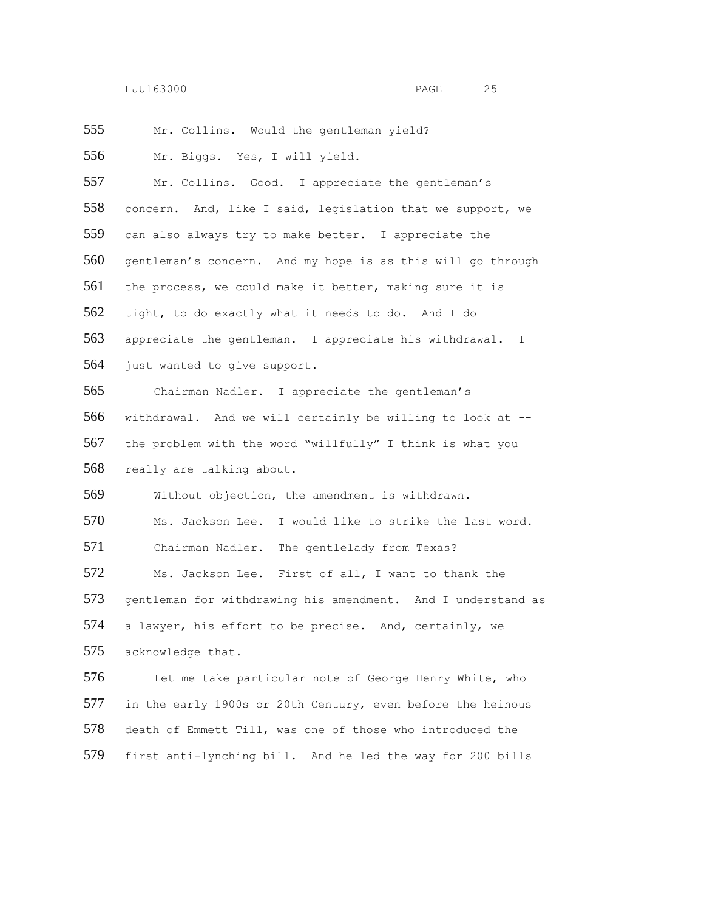555 Mr. Collins. Would the gentleman yield?

556 Mr. Biggs. Yes, I will yield.

557 Mr. Collins. Good. I appreciate the gentleman's
558 concern. And, like I said, legislation that we support, we
559 can also always try to make better. I appreciate the
560 gentleman's concern. And my hope is as this will go through
561 the process, we could make it better, making sure it is
562 tight, to do exactly what it needs to do. And I do
563 appreciate the gentleman. I appreciate his withdrawal. I
564 just wanted to give support.

565 Chairman Nadler. I appreciate the gentleman's
566 withdrawal. And we will certainly be willing to look at --
567 the problem with the word "willfully" I think is what you
568 really are talking about.

569 Without objection, the amendment is withdrawn.

570 Ms. Jackson Lee. I would like to strike the last word.

571 Chairman Nadler. The gentlelady from Texas?

572 Ms. Jackson Lee. First of all, I want to thank the
573 gentleman for withdrawing his amendment. And I understand as
574 a lawyer, his effort to be precise. And, certainly, we
575 acknowledge that.

576 Let me take particular note of George Henry White, who
577 in the early 1900s or 20th Century, even before the heinous
578 death of Emmett Till, was one of those who introduced the
579 first anti-lynching bill. And he led the way for 200 bills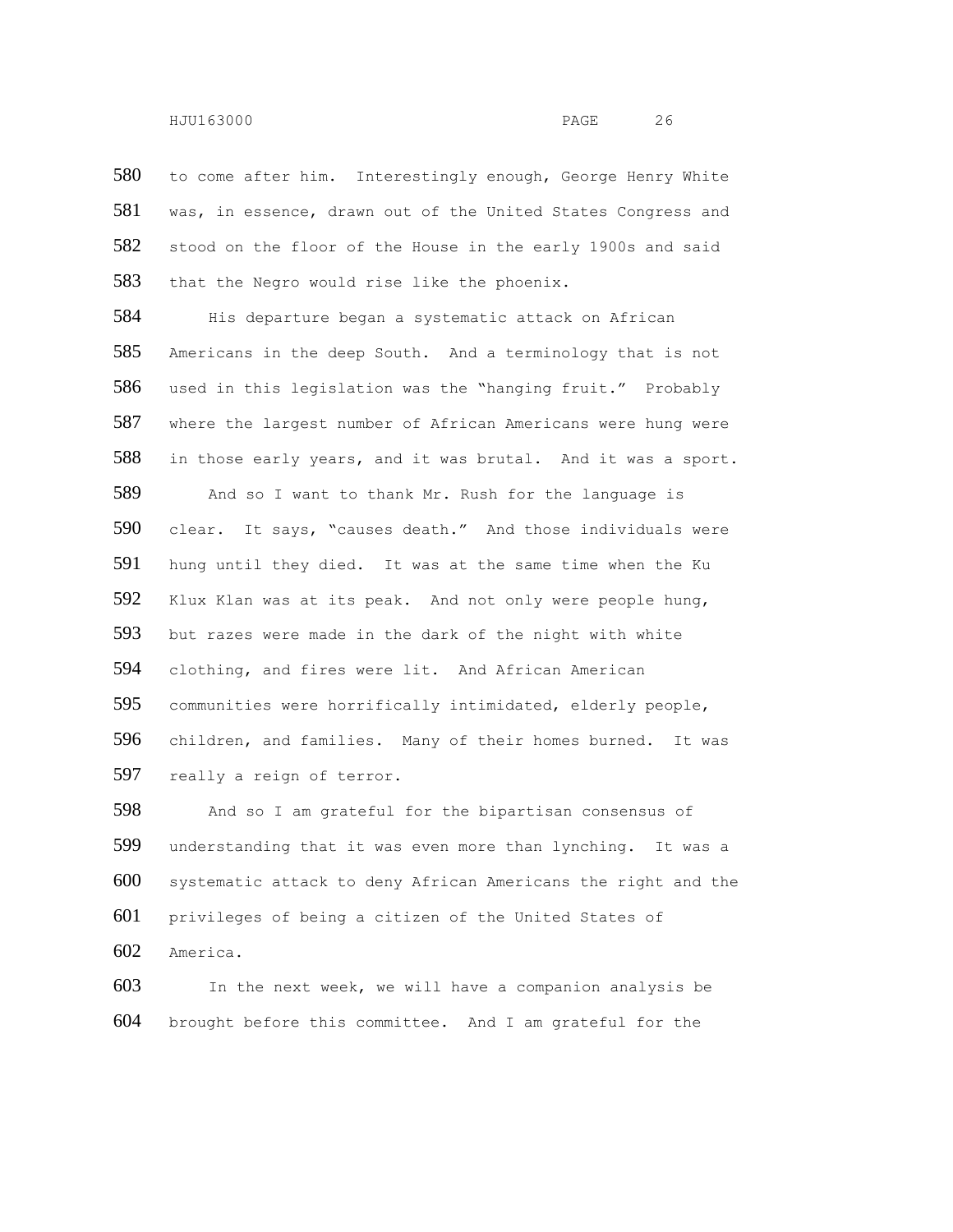to come after him. Interestingly enough, George Henry White was, in essence, drawn out of the United States Congress and stood on the floor of the House in the early 1900s and said that the Negro would rise like the phoenix.

His departure began a systematic attack on African Americans in the deep South. And a terminology that is not used in this legislation was the "hanging fruit." Probably where the largest number of African Americans were hung were in those early years, and it was brutal. And it was a sport.

And so I want to thank Mr. Rush for the language is clear. It says, "causes death." And those individuals were hung until they died. It was at the same time when the Ku Klux Klan was at its peak. And not only were people hung, but razes were made in the dark of the night with white clothing, and fires were lit. And African American communities were horrifically intimidated, elderly people, children, and families. Many of their homes burned. It was really a reign of terror.

And so I am grateful for the bipartisan consensus of understanding that it was even more than lynching. It was a systematic attack to deny African Americans the right and the privileges of being a citizen of the United States of America.

In the next week, we will have a companion analysis be brought before this committee. And I am grateful for the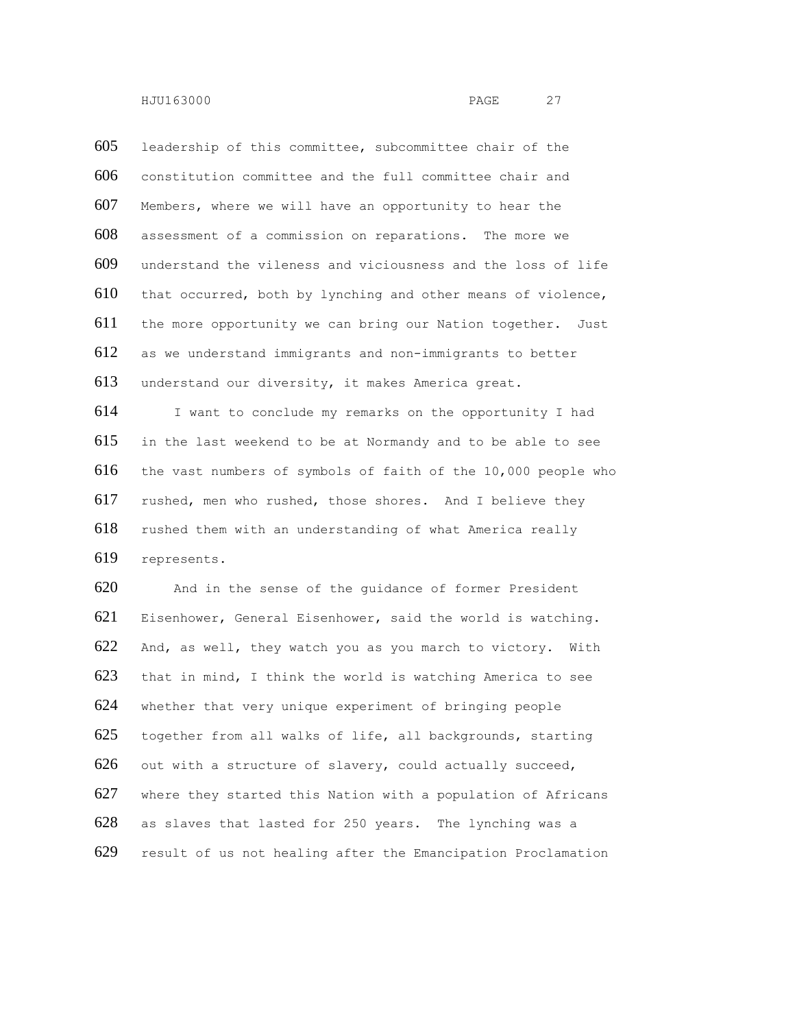leadership of this committee, subcommittee chair of the constitution committee and the full committee chair and Members, where we will have an opportunity to hear the assessment of a commission on reparations. The more we understand the vileness and viciousness and the loss of life that occurred, both by lynching and other means of violence, the more opportunity we can bring our Nation together. Just as we understand immigrants and non-immigrants to better understand our diversity, it makes America great.

I want to conclude my remarks on the opportunity I had in the last weekend to be at Normandy and to be able to see the vast numbers of symbols of faith of the 10,000 people who rushed, men who rushed, those shores. And I believe they rushed them with an understanding of what America really represents.

And in the sense of the guidance of former President Eisenhower, General Eisenhower, said the world is watching. And, as well, they watch you as you march to victory. With that in mind, I think the world is watching America to see whether that very unique experiment of bringing people together from all walks of life, all backgrounds, starting out with a structure of slavery, could actually succeed, where they started this Nation with a population of Africans as slaves that lasted for 250 years. The lynching was a result of us not healing after the Emancipation Proclamation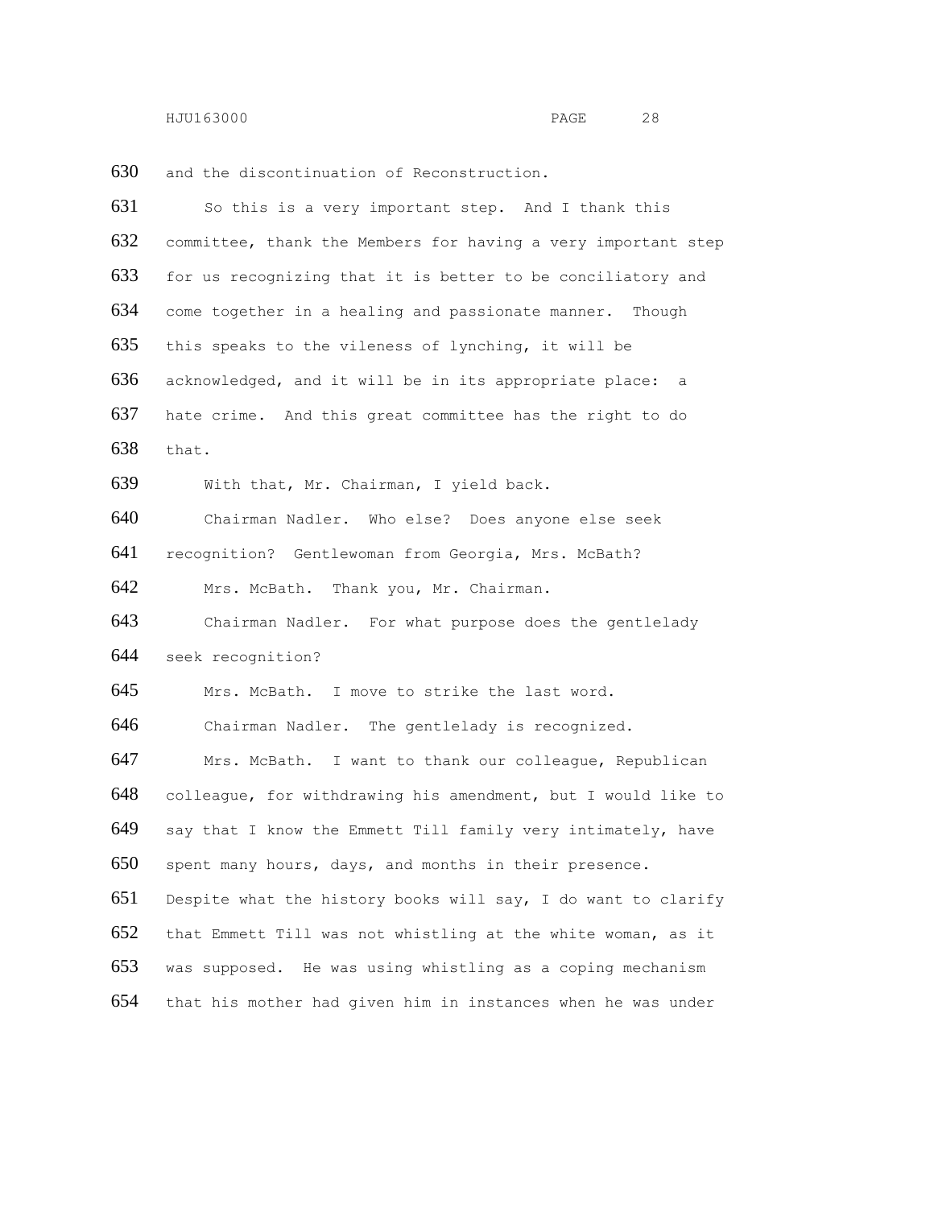and the discontinuation of Reconstruction.

So this is a very important step. And I thank this committee, thank the Members for having a very important step for us recognizing that it is better to be conciliatory and come together in a healing and passionate manner. Though this speaks to the vileness of lynching, it will be acknowledged, and it will be in its appropriate place: a hate crime. And this great committee has the right to do that.

With that, Mr. Chairman, I yield back.

Chairman Nadler. Who else? Does anyone else seek recognition? Gentlewoman from Georgia, Mrs. McBath?

Mrs. McBath. Thank you, Mr. Chairman.

Chairman Nadler. For what purpose does the gentlelady seek recognition?

Mrs. McBath. I move to strike the last word.

Chairman Nadler. The gentlelady is recognized.

Mrs. McBath. I want to thank our colleague, Republican colleague, for withdrawing his amendment, but I would like to say that I know the Emmett Till family very intimately, have spent many hours, days, and months in their presence. Despite what the history books will say, I do want to clarify that Emmett Till was not whistling at the white woman, as it was supposed. He was using whistling as a coping mechanism that his mother had given him in instances when he was under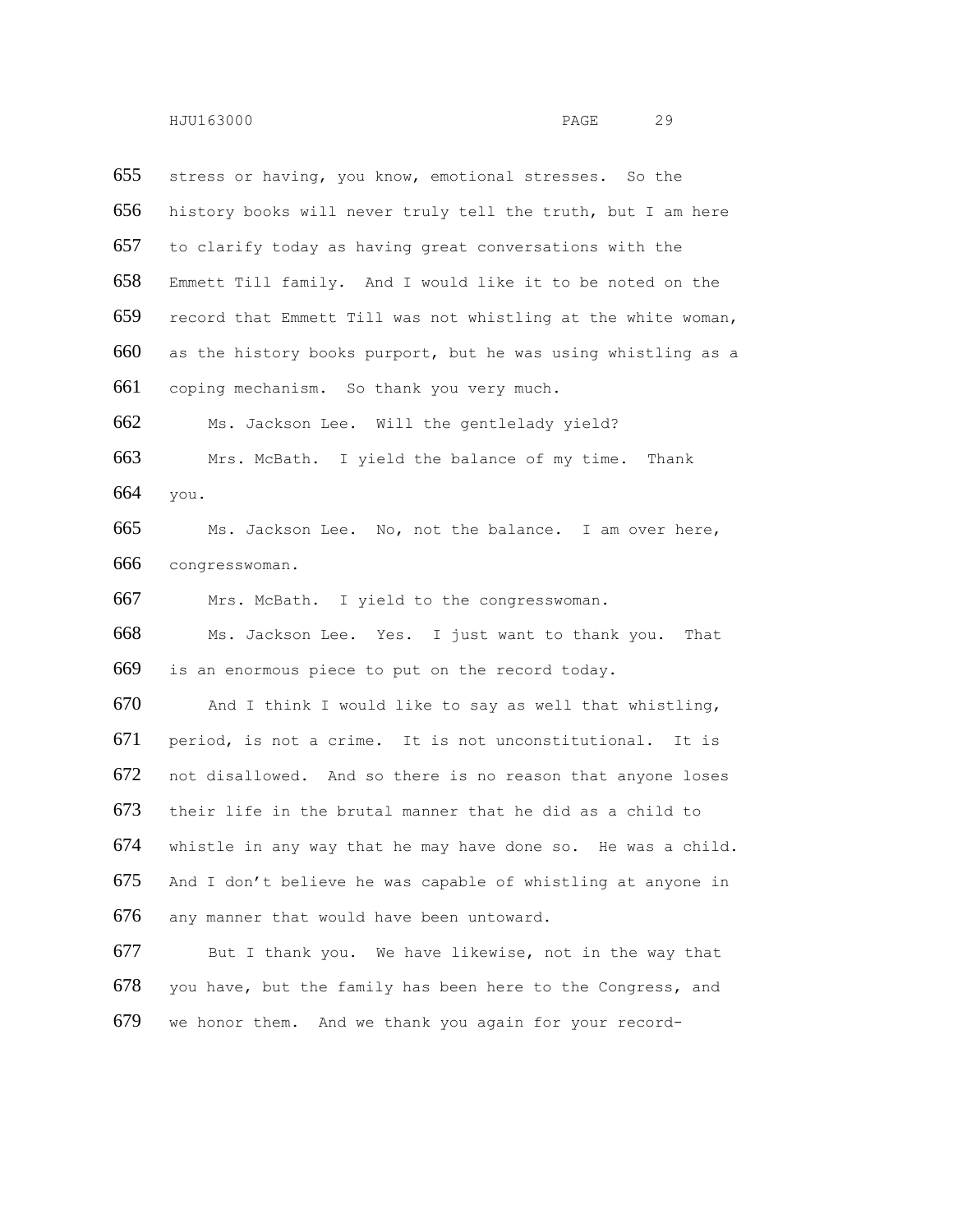stress or having, you know, emotional stresses. So the history books will never truly tell the truth, but I am here to clarify today as having great conversations with the Emmett Till family. And I would like it to be noted on the record that Emmett Till was not whistling at the white woman, as the history books purport, but he was using whistling as a coping mechanism. So thank you very much.

Ms. Jackson Lee. Will the gentlelady yield?

Mrs. McBath. I yield the balance of my time. Thank you.

Ms. Jackson Lee. No, not the balance. I am over here, congresswoman.

Mrs. McBath. I yield to the congresswoman.

Ms. Jackson Lee. Yes. I just want to thank you. That is an enormous piece to put on the record today.

And I think I would like to say as well that whistling, period, is not a crime. It is not unconstitutional. It is not disallowed. And so there is no reason that anyone loses their life in the brutal manner that he did as a child to whistle in any way that he may have done so. He was a child. And I don't believe he was capable of whistling at anyone in any manner that would have been untoward.

But I thank you. We have likewise, not in the way that you have, but the family has been here to the Congress, and we honor them. And we thank you again for your record-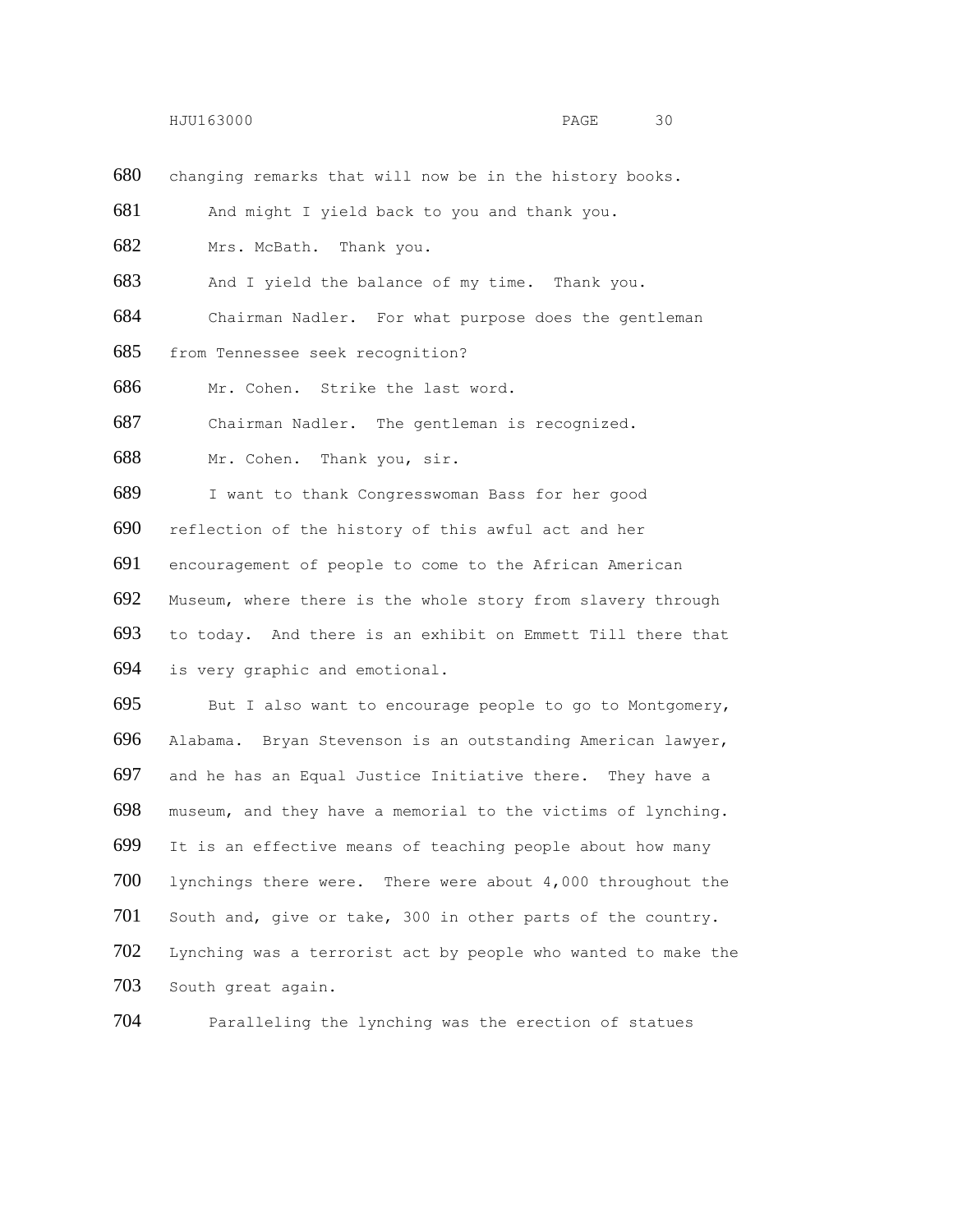changing remarks that will now be in the history books.

And might I yield back to you and thank you.

Mrs. McBath. Thank you.

And I yield the balance of my time. Thank you.

Chairman Nadler. For what purpose does the gentleman from Tennessee seek recognition?

Mr. Cohen. Strike the last word.

Chairman Nadler. The gentleman is recognized.

Mr. Cohen. Thank you, sir.

I want to thank Congresswoman Bass for her good reflection of the history of this awful act and her encouragement of people to come to the African American Museum, where there is the whole story from slavery through to today. And there is an exhibit on Emmett Till there that is very graphic and emotional.

But I also want to encourage people to go to Montgomery, Alabama. Bryan Stevenson is an outstanding American lawyer, and he has an Equal Justice Initiative there. They have a museum, and they have a memorial to the victims of lynching. It is an effective means of teaching people about how many lynchings there were. There were about 4,000 throughout the South and, give or take, 300 in other parts of the country. Lynching was a terrorist act by people who wanted to make the South great again.

Paralleling the lynching was the erection of statues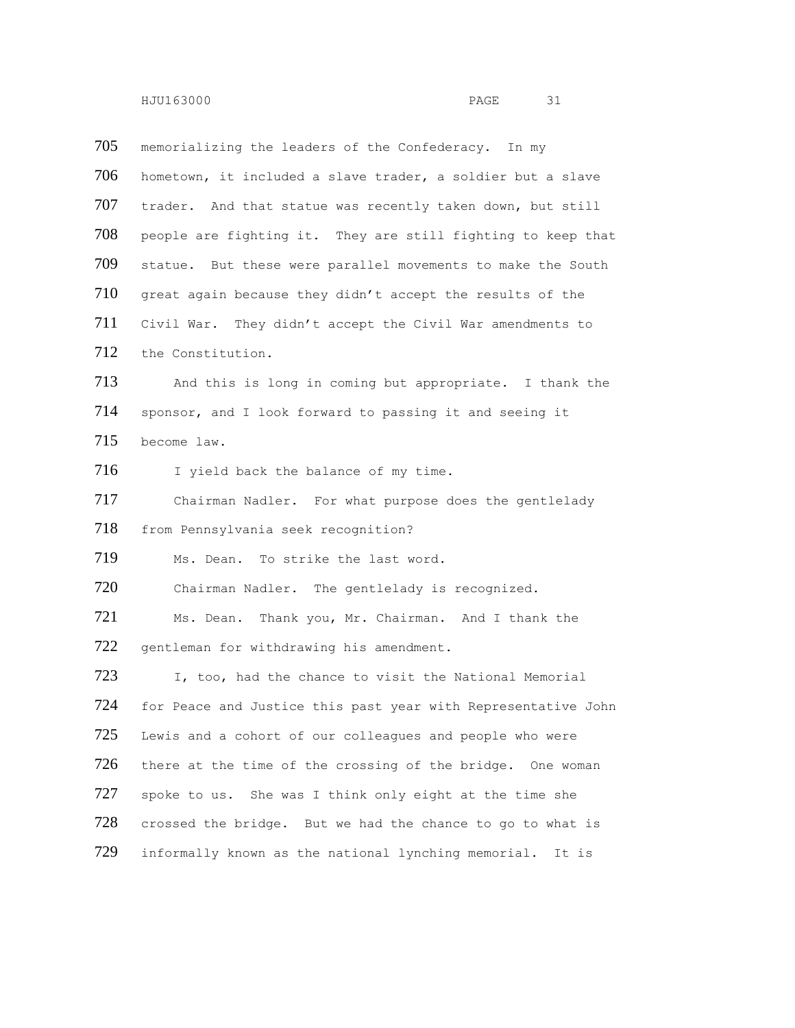memorializing the leaders of the Confederacy. In my hometown, it included a slave trader, a soldier but a slave trader. And that statue was recently taken down, but still people are fighting it. They are still fighting to keep that statue. But these were parallel movements to make the South great again because they didn't accept the results of the Civil War. They didn't accept the Civil War amendments to the Constitution.

And this is long in coming but appropriate. I thank the sponsor, and I look forward to passing it and seeing it become law.

I yield back the balance of my time.

Chairman Nadler. For what purpose does the gentlelady from Pennsylvania seek recognition?

Ms. Dean. To strike the last word.

Chairman Nadler. The gentlelady is recognized.

Ms. Dean. Thank you, Mr. Chairman. And I thank the gentleman for withdrawing his amendment.

I, too, had the chance to visit the National Memorial for Peace and Justice this past year with Representative John Lewis and a cohort of our colleagues and people who were there at the time of the crossing of the bridge. One woman spoke to us. She was I think only eight at the time she crossed the bridge. But we had the chance to go to what is informally known as the national lynching memorial. It is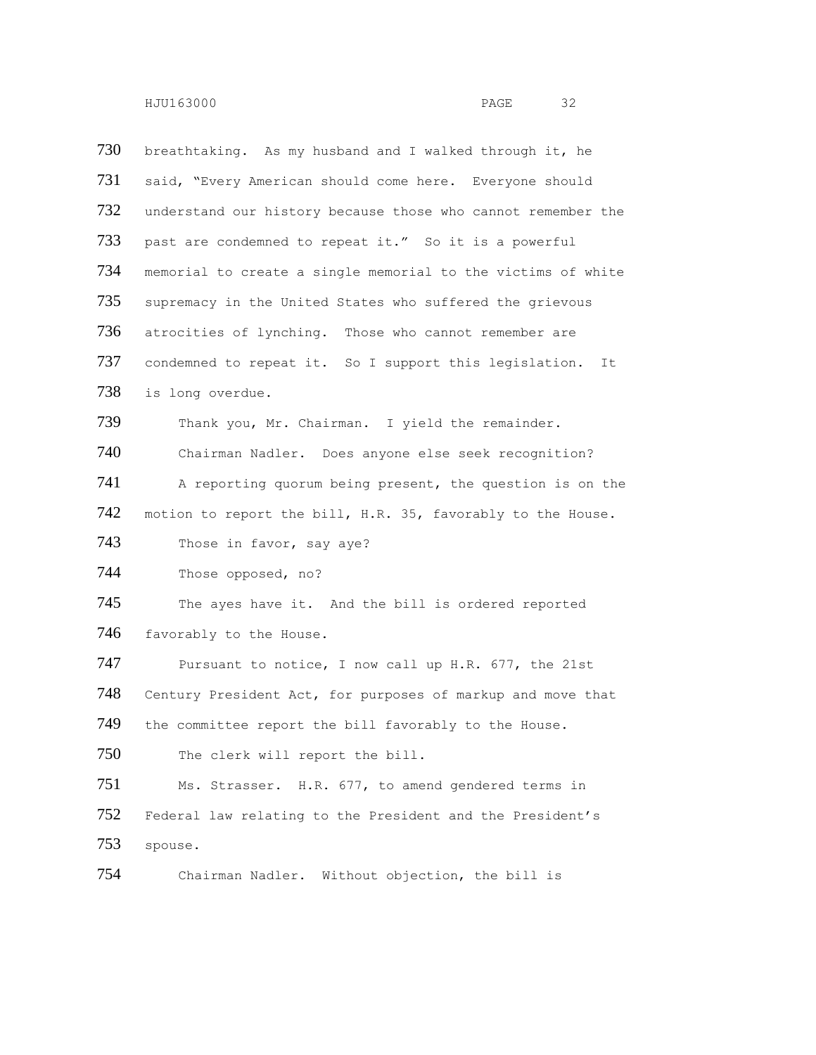730 breathtaking. As my husband and I walked through it, he
731 said, "Every American should come here. Everyone should
732 understand our history because those who cannot remember the
733 past are condemned to repeat it." So it is a powerful
734 memorial to create a single memorial to the victims of white
735 supremacy in the United States who suffered the grievous
736 atrocities of lynching. Those who cannot remember are
737 condemned to repeat it. So I support this legislation. It
738 is long overdue.

739 Thank you, Mr. Chairman. I yield the remainder.

740 Chairman Nadler. Does anyone else seek recognition?

741 A reporting quorum being present, the question is on the
742 motion to report the bill, H.R. 35, favorably to the House.

743 Those in favor, say aye?

744 Those opposed, no?

745 The ayes have it. And the bill is ordered reported
746 favorably to the House.

747 Pursuant to notice, I now call up H.R. 677, the 21st
748 Century President Act, for purposes of markup and move that
749 the committee report the bill favorably to the House.

750 The clerk will report the bill.

751 Ms. Strasser. H.R. 677, to amend gendered terms in
752 Federal law relating to the President and the President's
753 spouse.

754 Chairman Nadler. Without objection, the bill is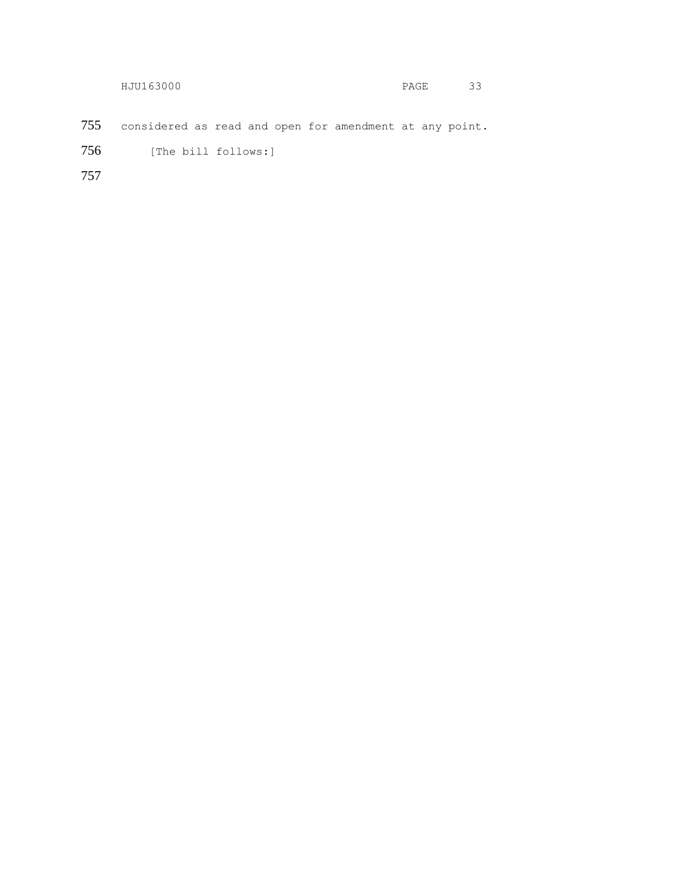considered as read and open for amendment at any point.

[The bill follows:]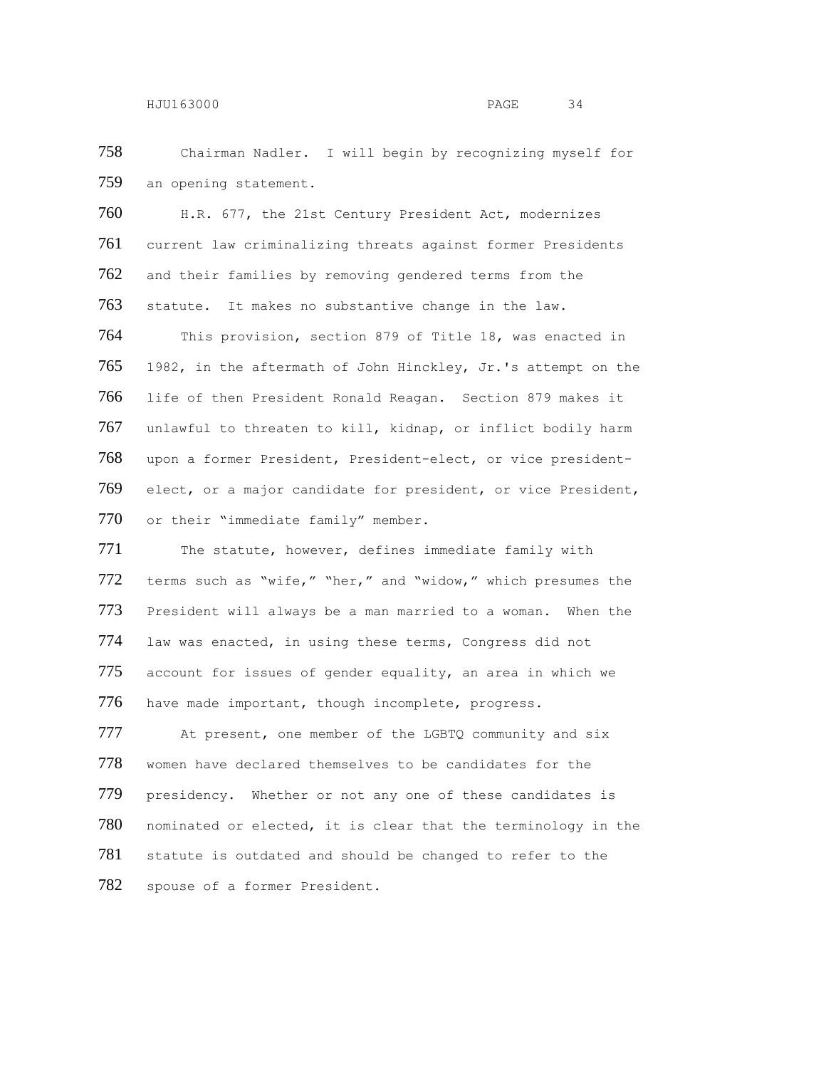Chairman Nadler. I will begin by recognizing myself for an opening statement.

H.R. 677, the 21st Century President Act, modernizes current law criminalizing threats against former Presidents and their families by removing gendered terms from the statute. It makes no substantive change in the law.

This provision, section 879 of Title 18, was enacted in 1982, in the aftermath of John Hinckley, Jr.'s attempt on the life of then President Ronald Reagan. Section 879 makes it unlawful to threaten to kill, kidnap, or inflict bodily harm upon a former President, President-elect, or vice president-elect, or a major candidate for president, or vice President, or their "immediate family" member.

The statute, however, defines immediate family with terms such as "wife," "her," and "widow," which presumes the President will always be a man married to a woman. When the law was enacted, in using these terms, Congress did not account for issues of gender equality, an area in which we have made important, though incomplete, progress.

At present, one member of the LGBTQ community and six women have declared themselves to be candidates for the presidency. Whether or not any one of these candidates is nominated or elected, it is clear that the terminology in the statute is outdated and should be changed to refer to the spouse of a former President.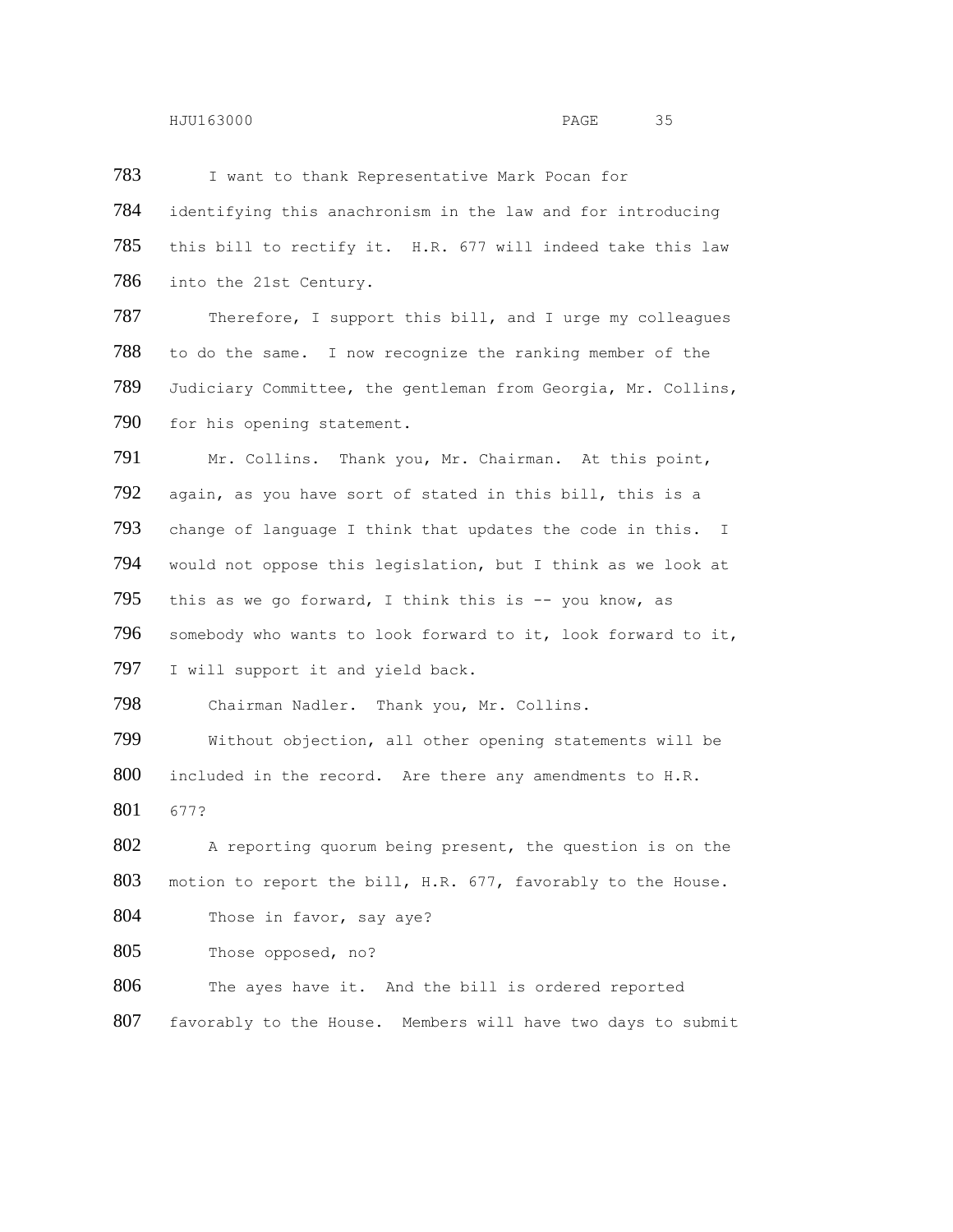I want to thank Representative Mark Pocan for identifying this anachronism in the law and for introducing this bill to rectify it. H.R. 677 will indeed take this law into the 21st Century.

Therefore, I support this bill, and I urge my colleagues to do the same. I now recognize the ranking member of the Judiciary Committee, the gentleman from Georgia, Mr. Collins, for his opening statement.

Mr. Collins. Thank you, Mr. Chairman. At this point, again, as you have sort of stated in this bill, this is a change of language I think that updates the code in this. I would not oppose this legislation, but I think as we look at this as we go forward, I think this is -- you know, as somebody who wants to look forward to it, look forward to it, I will support it and yield back.

Chairman Nadler. Thank you, Mr. Collins.

Without objection, all other opening statements will be included in the record. Are there any amendments to H.R. 677?

A reporting quorum being present, the question is on the motion to report the bill, H.R. 677, favorably to the House.

Those in favor, say aye?

Those opposed, no?

The ayes have it. And the bill is ordered reported favorably to the House. Members will have two days to submit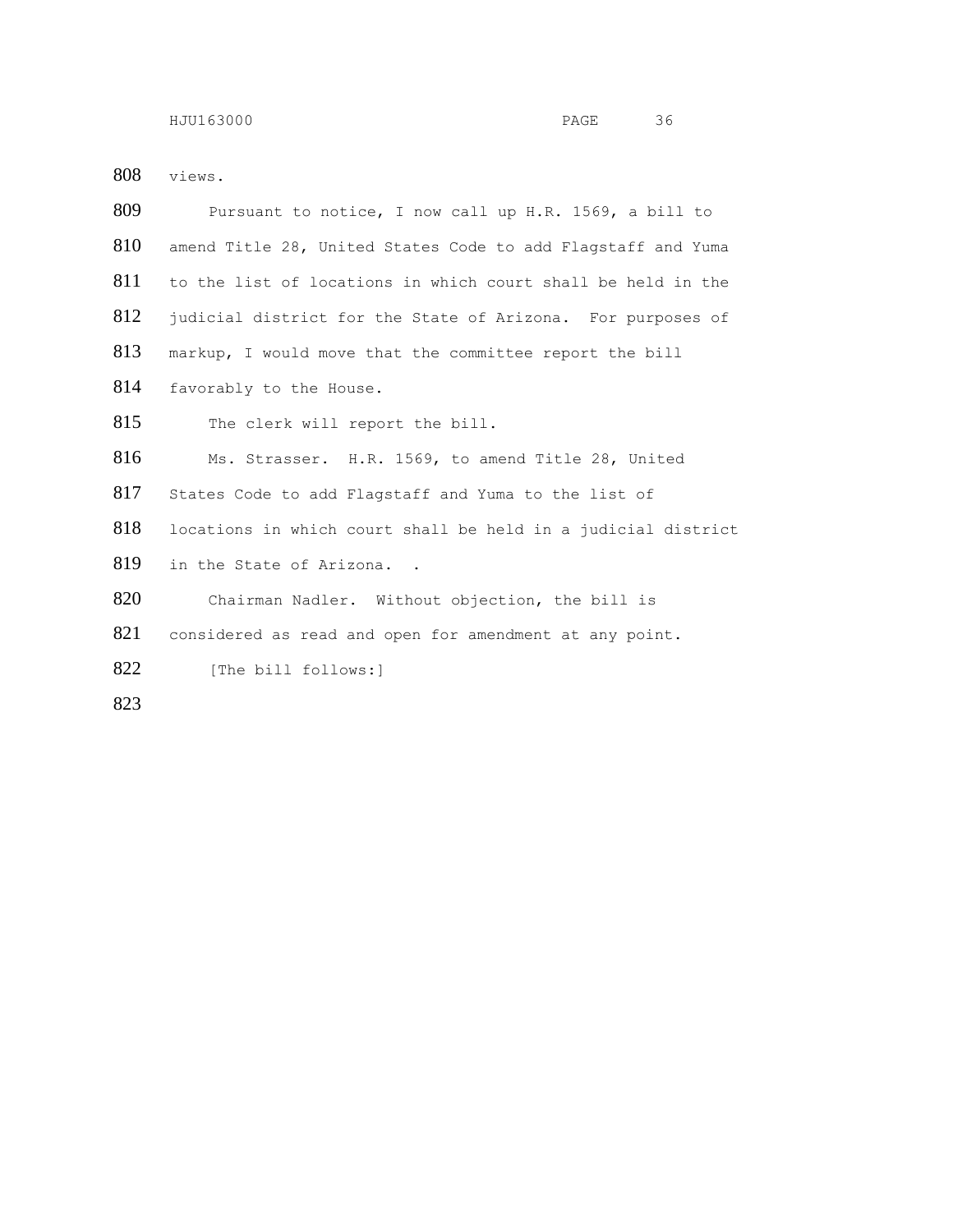views.

Pursuant to notice, I now call up H.R. 1569, a bill to amend Title 28, United States Code to add Flagstaff and Yuma to the list of locations in which court shall be held in the judicial district for the State of Arizona. For purposes of markup, I would move that the committee report the bill favorably to the House.

The clerk will report the bill.

Ms. Strasser. H.R. 1569, to amend Title 28, United States Code to add Flagstaff and Yuma to the list of locations in which court shall be held in a judicial district in the State of Arizona. .

Chairman Nadler. Without objection, the bill is considered as read and open for amendment at any point.

[The bill follows:]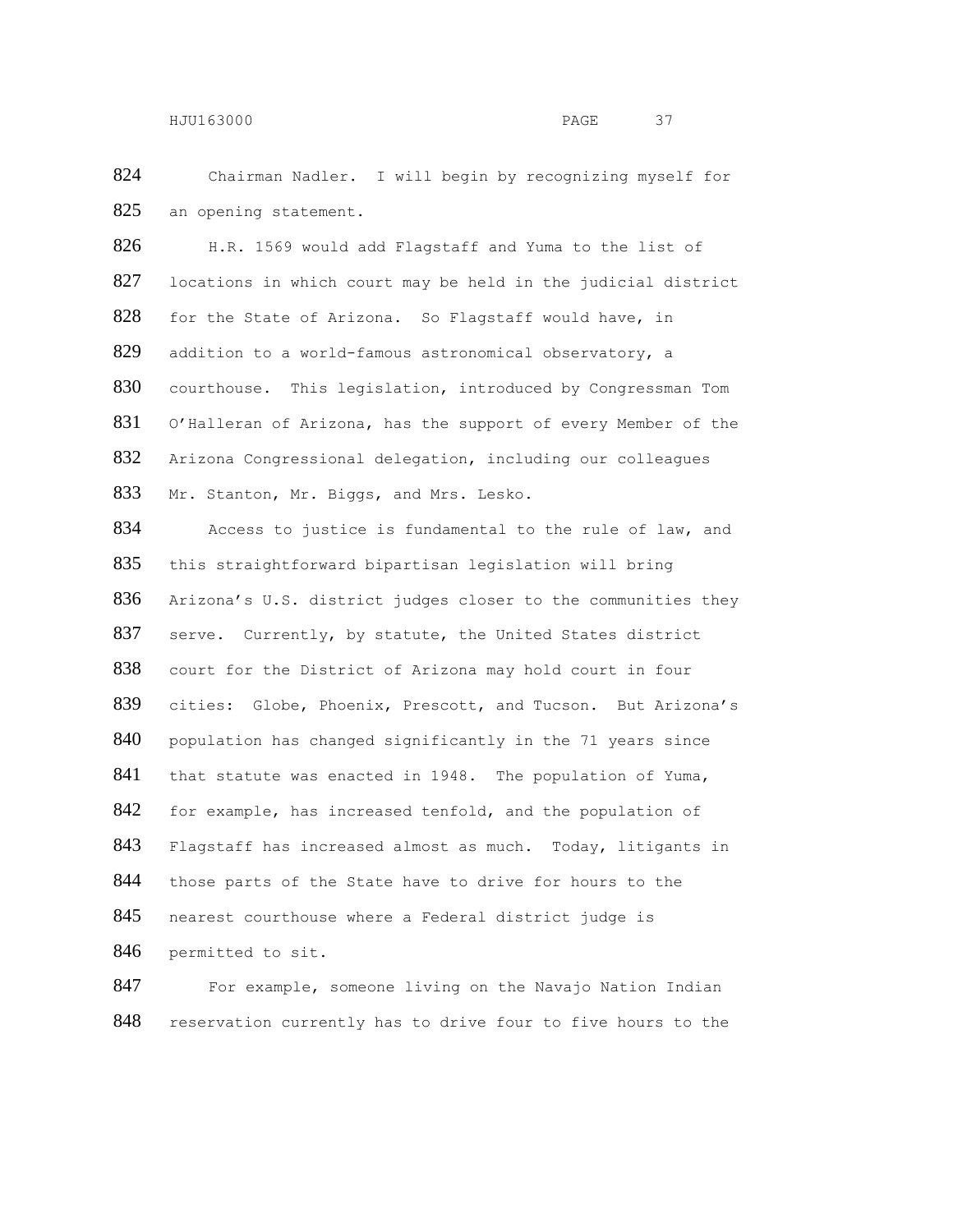Chairman Nadler. I will begin by recognizing myself for an opening statement.

H.R. 1569 would add Flagstaff and Yuma to the list of locations in which court may be held in the judicial district for the State of Arizona. So Flagstaff would have, in addition to a world-famous astronomical observatory, a courthouse. This legislation, introduced by Congressman Tom O'Halleran of Arizona, has the support of every Member of the Arizona Congressional delegation, including our colleagues Mr. Stanton, Mr. Biggs, and Mrs. Lesko.

Access to justice is fundamental to the rule of law, and this straightforward bipartisan legislation will bring Arizona's U.S. district judges closer to the communities they serve. Currently, by statute, the United States district court for the District of Arizona may hold court in four cities: Globe, Phoenix, Prescott, and Tucson. But Arizona's population has changed significantly in the 71 years since that statute was enacted in 1948. The population of Yuma, for example, has increased tenfold, and the population of Flagstaff has increased almost as much. Today, litigants in those parts of the State have to drive for hours to the nearest courthouse where a Federal district judge is permitted to sit.

For example, someone living on the Navajo Nation Indian reservation currently has to drive four to five hours to the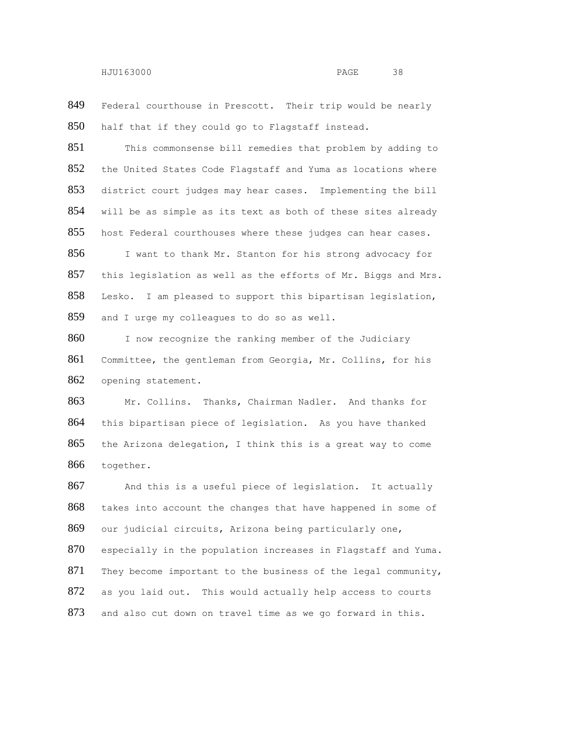Federal courthouse in Prescott. Their trip would be nearly half that if they could go to Flagstaff instead.

This commonsense bill remedies that problem by adding to the United States Code Flagstaff and Yuma as locations where district court judges may hear cases. Implementing the bill will be as simple as its text as both of these sites already host Federal courthouses where these judges can hear cases.

I want to thank Mr. Stanton for his strong advocacy for this legislation as well as the efforts of Mr. Biggs and Mrs. Lesko. I am pleased to support this bipartisan legislation, and I urge my colleagues to do so as well.

I now recognize the ranking member of the Judiciary Committee, the gentleman from Georgia, Mr. Collins, for his opening statement.

Mr. Collins. Thanks, Chairman Nadler. And thanks for this bipartisan piece of legislation. As you have thanked the Arizona delegation, I think this is a great way to come together.

And this is a useful piece of legislation. It actually takes into account the changes that have happened in some of our judicial circuits, Arizona being particularly one, especially in the population increases in Flagstaff and Yuma. They become important to the business of the legal community, as you laid out. This would actually help access to courts and also cut down on travel time as we go forward in this.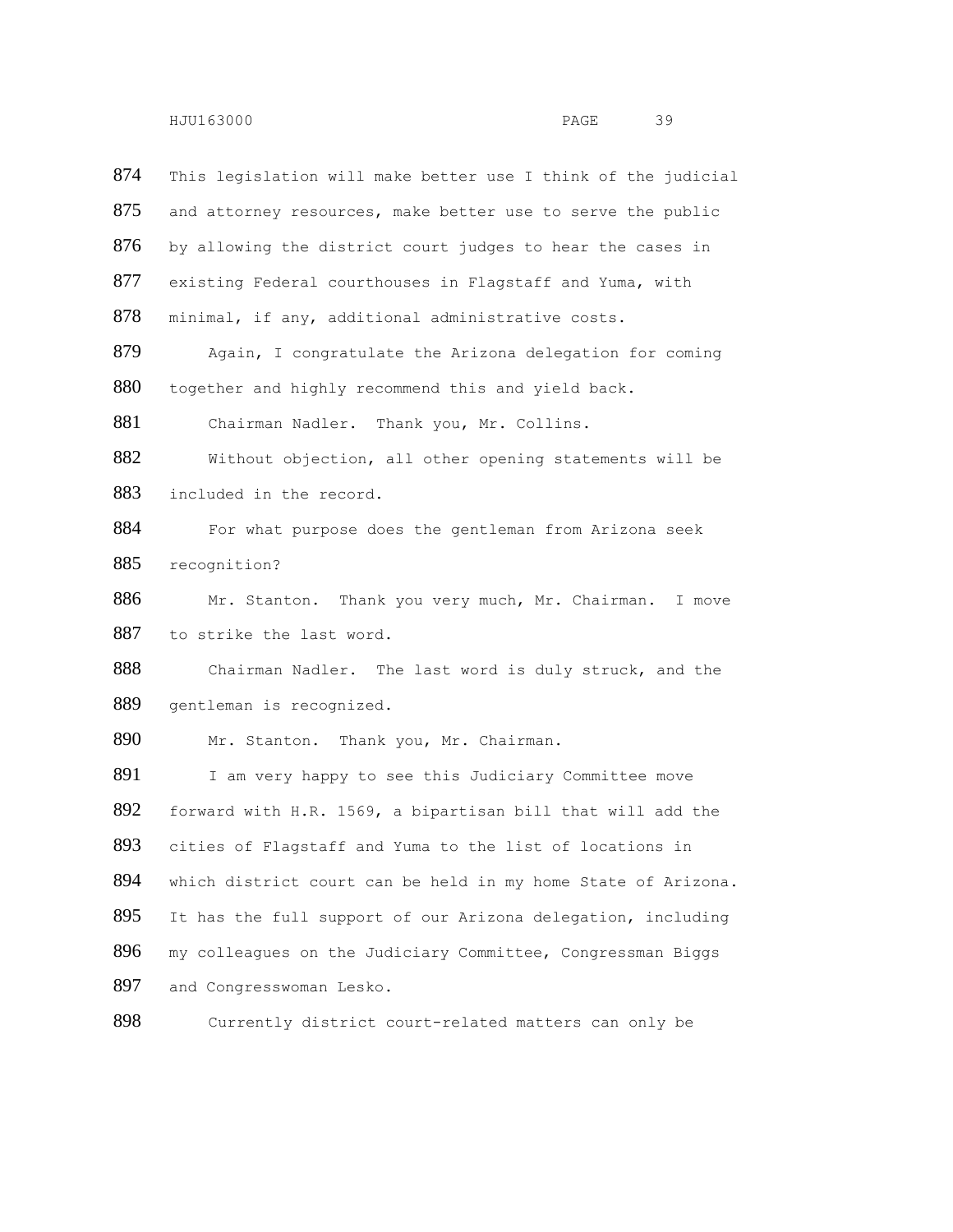This legislation will make better use I think of the judicial and attorney resources, make better use to serve the public by allowing the district court judges to hear the cases in existing Federal courthouses in Flagstaff and Yuma, with minimal, if any, additional administrative costs.

Again, I congratulate the Arizona delegation for coming together and highly recommend this and yield back.

Chairman Nadler. Thank you, Mr. Collins.

Without objection, all other opening statements will be included in the record.

For what purpose does the gentleman from Arizona seek recognition?

Mr. Stanton. Thank you very much, Mr. Chairman. I move to strike the last word.

Chairman Nadler. The last word is duly struck, and the gentleman is recognized.

Mr. Stanton. Thank you, Mr. Chairman.

I am very happy to see this Judiciary Committee move forward with H.R. 1569, a bipartisan bill that will add the cities of Flagstaff and Yuma to the list of locations in which district court can be held in my home State of Arizona. It has the full support of our Arizona delegation, including my colleagues on the Judiciary Committee, Congressman Biggs and Congresswoman Lesko.

Currently district court-related matters can only be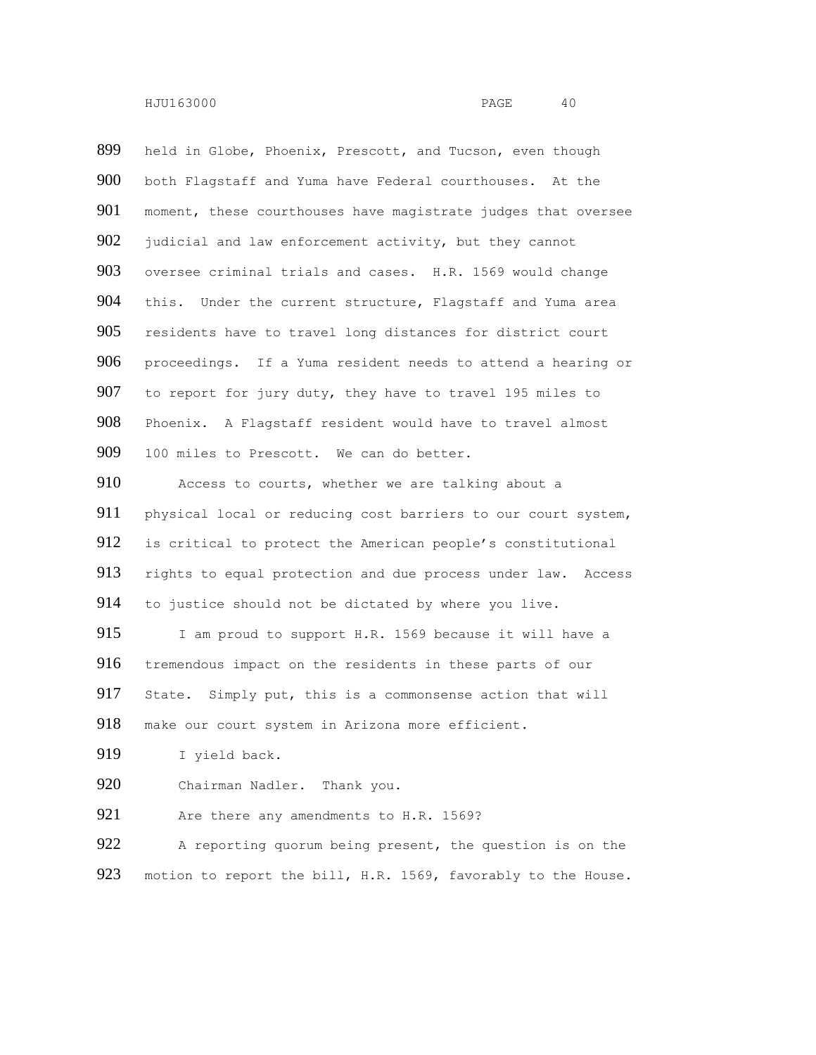held in Globe, Phoenix, Prescott, and Tucson, even though both Flagstaff and Yuma have Federal courthouses. At the moment, these courthouses have magistrate judges that oversee judicial and law enforcement activity, but they cannot oversee criminal trials and cases. H.R. 1569 would change this. Under the current structure, Flagstaff and Yuma area residents have to travel long distances for district court proceedings. If a Yuma resident needs to attend a hearing or to report for jury duty, they have to travel 195 miles to Phoenix. A Flagstaff resident would have to travel almost 100 miles to Prescott. We can do better.

Access to courts, whether we are talking about a physical local or reducing cost barriers to our court system, is critical to protect the American people's constitutional rights to equal protection and due process under law. Access to justice should not be dictated by where you live.

I am proud to support H.R. 1569 because it will have a tremendous impact on the residents in these parts of our State. Simply put, this is a commonsense action that will make our court system in Arizona more efficient.

I yield back.

Chairman Nadler. Thank you.

Are there any amendments to H.R. 1569?

A reporting quorum being present, the question is on the motion to report the bill, H.R. 1569, favorably to the House.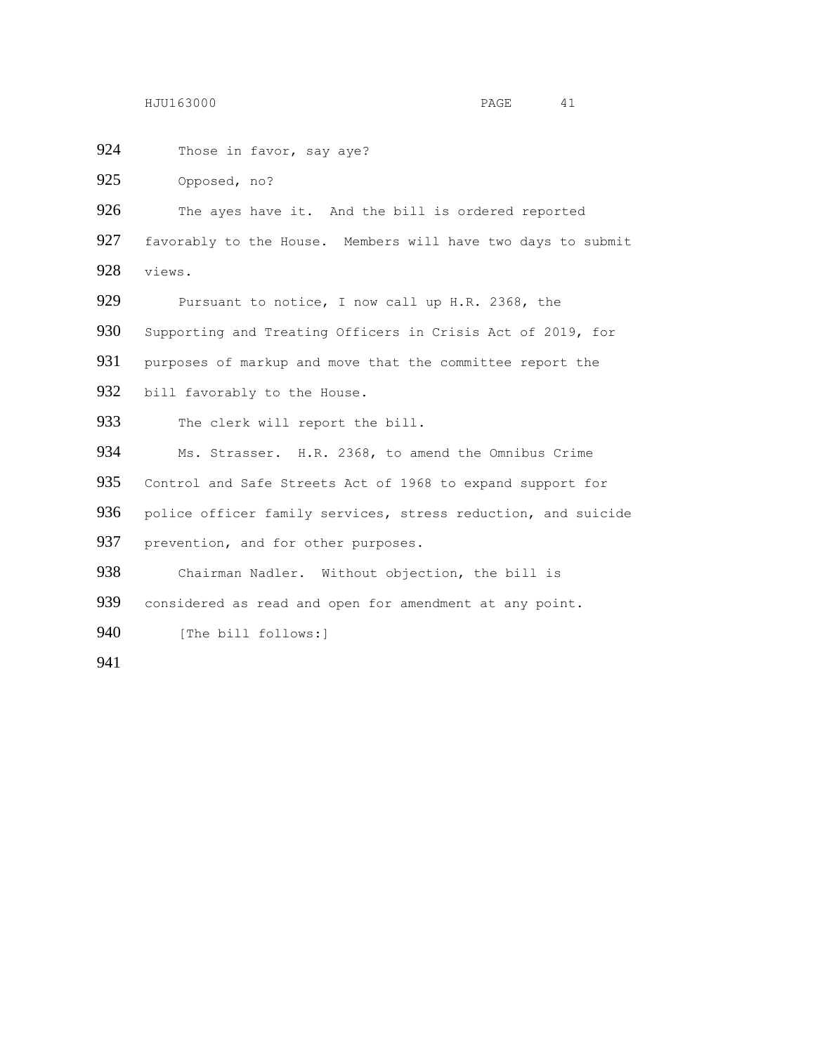Those in favor, say aye?

Opposed, no?

The ayes have it. And the bill is ordered reported favorably to the House. Members will have two days to submit views.

Pursuant to notice, I now call up H.R. 2368, the Supporting and Treating Officers in Crisis Act of 2019, for purposes of markup and move that the committee report the bill favorably to the House.

The clerk will report the bill.

Ms. Strasser. H.R. 2368, to amend the Omnibus Crime Control and Safe Streets Act of 1968 to expand support for police officer family services, stress reduction, and suicide prevention, and for other purposes.

Chairman Nadler. Without objection, the bill is considered as read and open for amendment at any point.

[The bill follows:]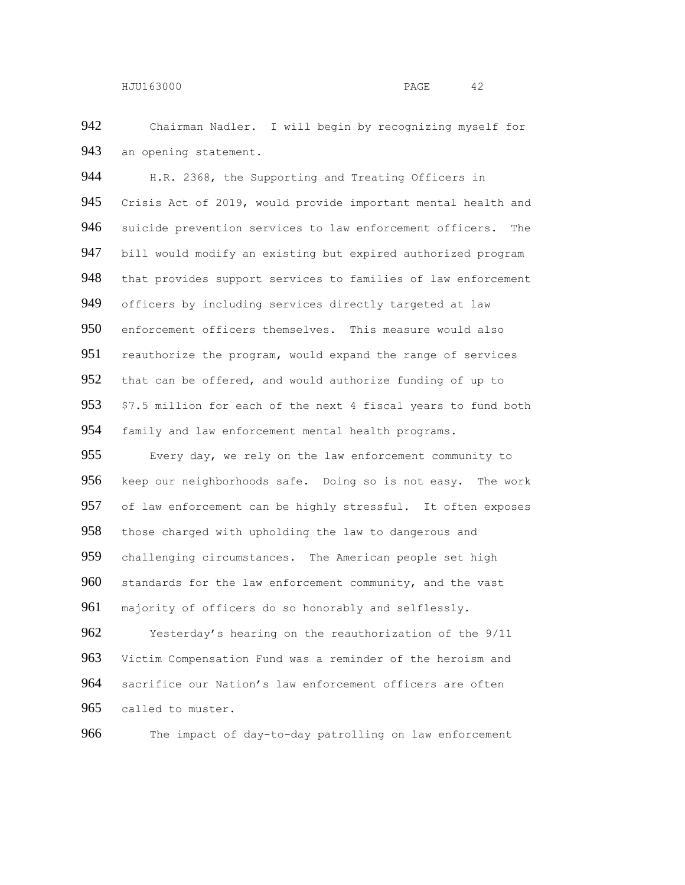Chairman Nadler. I will begin by recognizing myself for an opening statement.

H.R. 2368, the Supporting and Treating Officers in Crisis Act of 2019, would provide important mental health and suicide prevention services to law enforcement officers. The bill would modify an existing but expired authorized program that provides support services to families of law enforcement officers by including services directly targeted at law enforcement officers themselves. This measure would also reauthorize the program, would expand the range of services that can be offered, and would authorize funding of up to $7.5 million for each of the next 4 fiscal years to fund both family and law enforcement mental health programs.

Every day, we rely on the law enforcement community to keep our neighborhoods safe. Doing so is not easy. The work of law enforcement can be highly stressful. It often exposes those charged with upholding the law to dangerous and challenging circumstances. The American people set high standards for the law enforcement community, and the vast majority of officers do so honorably and selflessly.

Yesterday's hearing on the reauthorization of the 9/11 Victim Compensation Fund was a reminder of the heroism and sacrifice our Nation's law enforcement officers are often called to muster.

The impact of day-to-day patrolling on law enforcement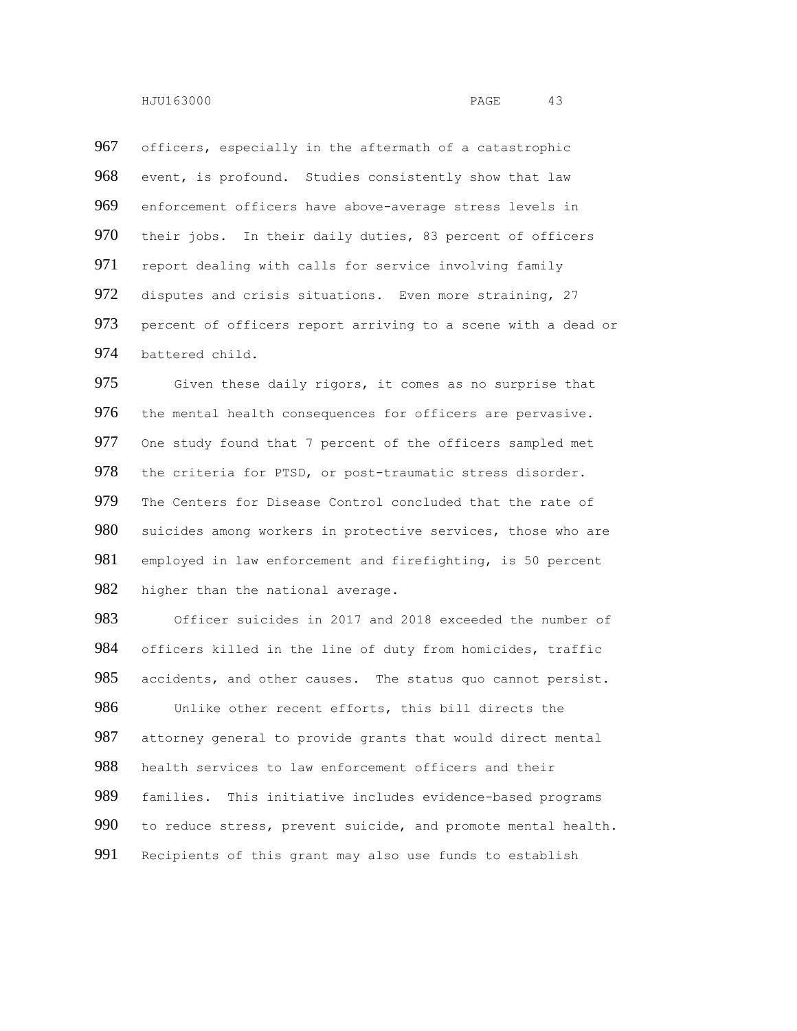officers, especially in the aftermath of a catastrophic event, is profound. Studies consistently show that law enforcement officers have above-average stress levels in their jobs. In their daily duties, 83 percent of officers report dealing with calls for service involving family disputes and crisis situations. Even more straining, 27 percent of officers report arriving to a scene with a dead or battered child.

Given these daily rigors, it comes as no surprise that the mental health consequences for officers are pervasive. One study found that 7 percent of the officers sampled met the criteria for PTSD, or post-traumatic stress disorder. The Centers for Disease Control concluded that the rate of suicides among workers in protective services, those who are employed in law enforcement and firefighting, is 50 percent higher than the national average.

Officer suicides in 2017 and 2018 exceeded the number of officers killed in the line of duty from homicides, traffic accidents, and other causes. The status quo cannot persist.

Unlike other recent efforts, this bill directs the attorney general to provide grants that would direct mental health services to law enforcement officers and their families. This initiative includes evidence-based programs to reduce stress, prevent suicide, and promote mental health. Recipients of this grant may also use funds to establish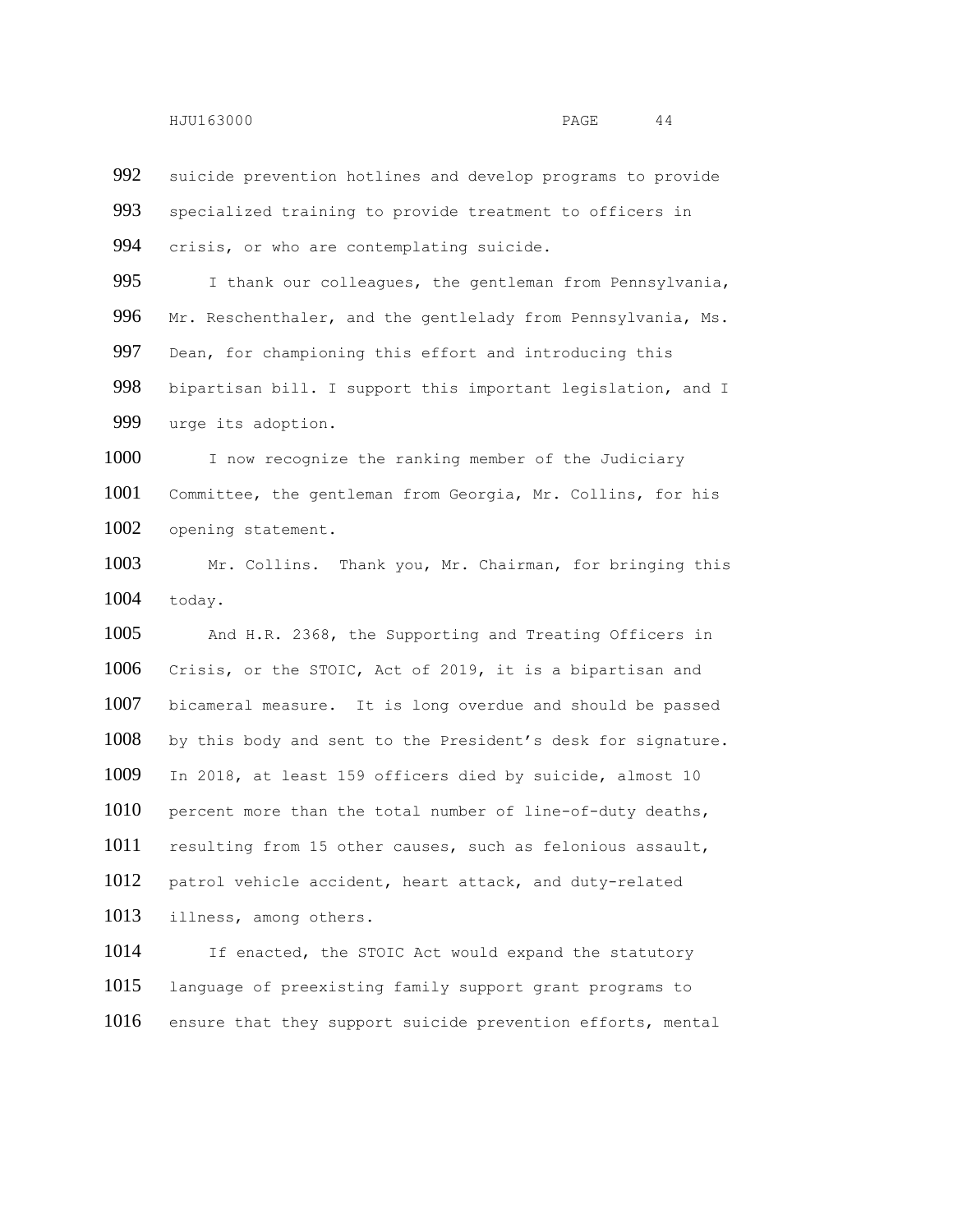suicide prevention hotlines and develop programs to provide specialized training to provide treatment to officers in crisis, or who are contemplating suicide.

I thank our colleagues, the gentleman from Pennsylvania, Mr. Reschenthaler, and the gentlelady from Pennsylvania, Ms. Dean, for championing this effort and introducing this bipartisan bill. I support this important legislation, and I urge its adoption.

I now recognize the ranking member of the Judiciary Committee, the gentleman from Georgia, Mr. Collins, for his opening statement.

Mr. Collins. Thank you, Mr. Chairman, for bringing this today.

And H.R. 2368, the Supporting and Treating Officers in Crisis, or the STOIC, Act of 2019, it is a bipartisan and bicameral measure. It is long overdue and should be passed by this body and sent to the President's desk for signature. In 2018, at least 159 officers died by suicide, almost 10 percent more than the total number of line-of-duty deaths, resulting from 15 other causes, such as felonious assault, patrol vehicle accident, heart attack, and duty-related illness, among others.

If enacted, the STOIC Act would expand the statutory language of preexisting family support grant programs to ensure that they support suicide prevention efforts, mental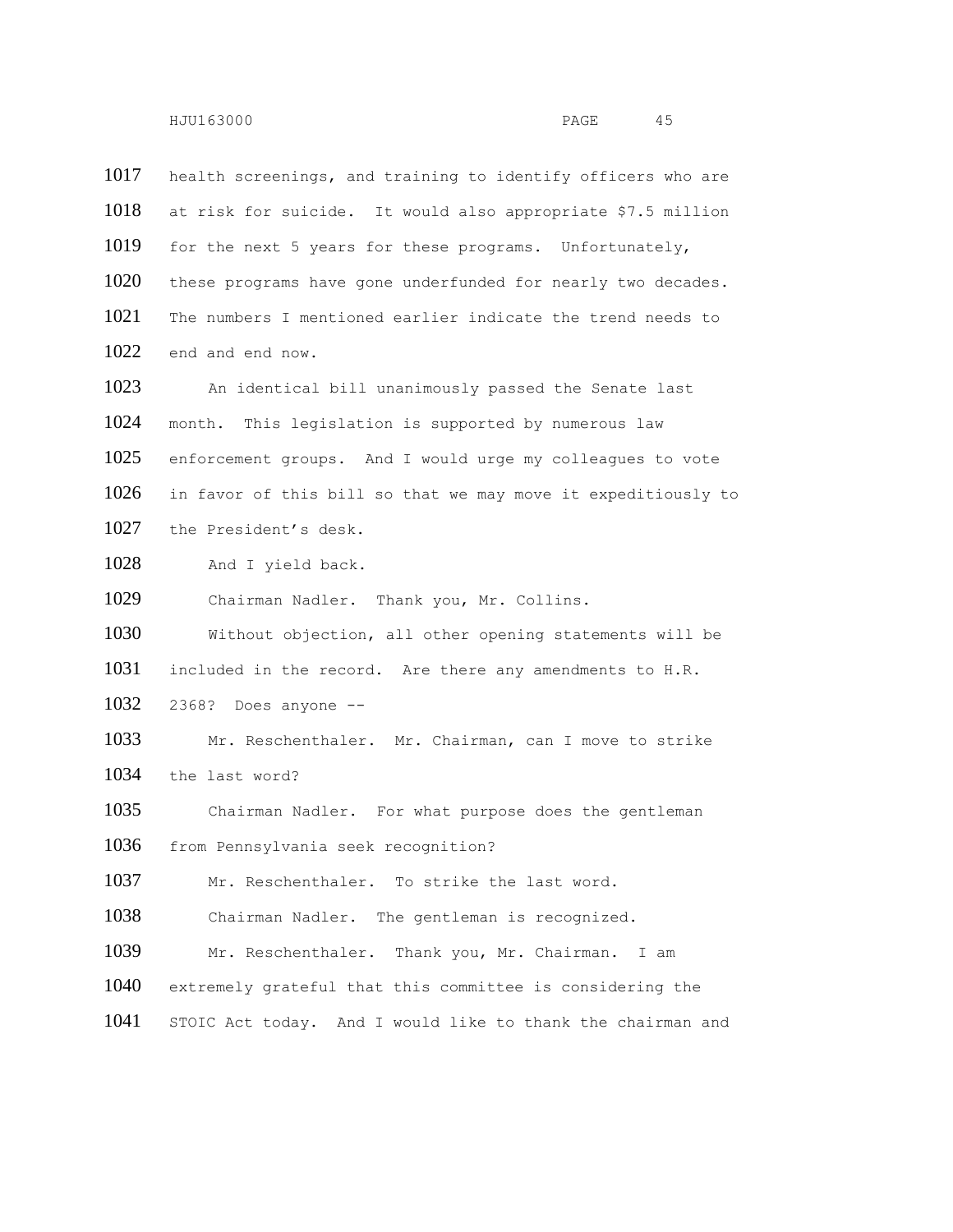health screenings, and training to identify officers who are at risk for suicide. It would also appropriate $7.5 million for the next 5 years for these programs. Unfortunately, these programs have gone underfunded for nearly two decades. The numbers I mentioned earlier indicate the trend needs to end and end now.

An identical bill unanimously passed the Senate last month. This legislation is supported by numerous law enforcement groups. And I would urge my colleagues to vote in favor of this bill so that we may move it expeditiously to the President's desk.

And I yield back.

Chairman Nadler. Thank you, Mr. Collins.

Without objection, all other opening statements will be included in the record. Are there any amendments to H.R. 2368? Does anyone --

Mr. Reschenthaler. Mr. Chairman, can I move to strike the last word?

Chairman Nadler. For what purpose does the gentleman from Pennsylvania seek recognition?

Mr. Reschenthaler. To strike the last word.

Chairman Nadler. The gentleman is recognized.

Mr. Reschenthaler. Thank you, Mr. Chairman. I am extremely grateful that this committee is considering the STOIC Act today. And I would like to thank the chairman and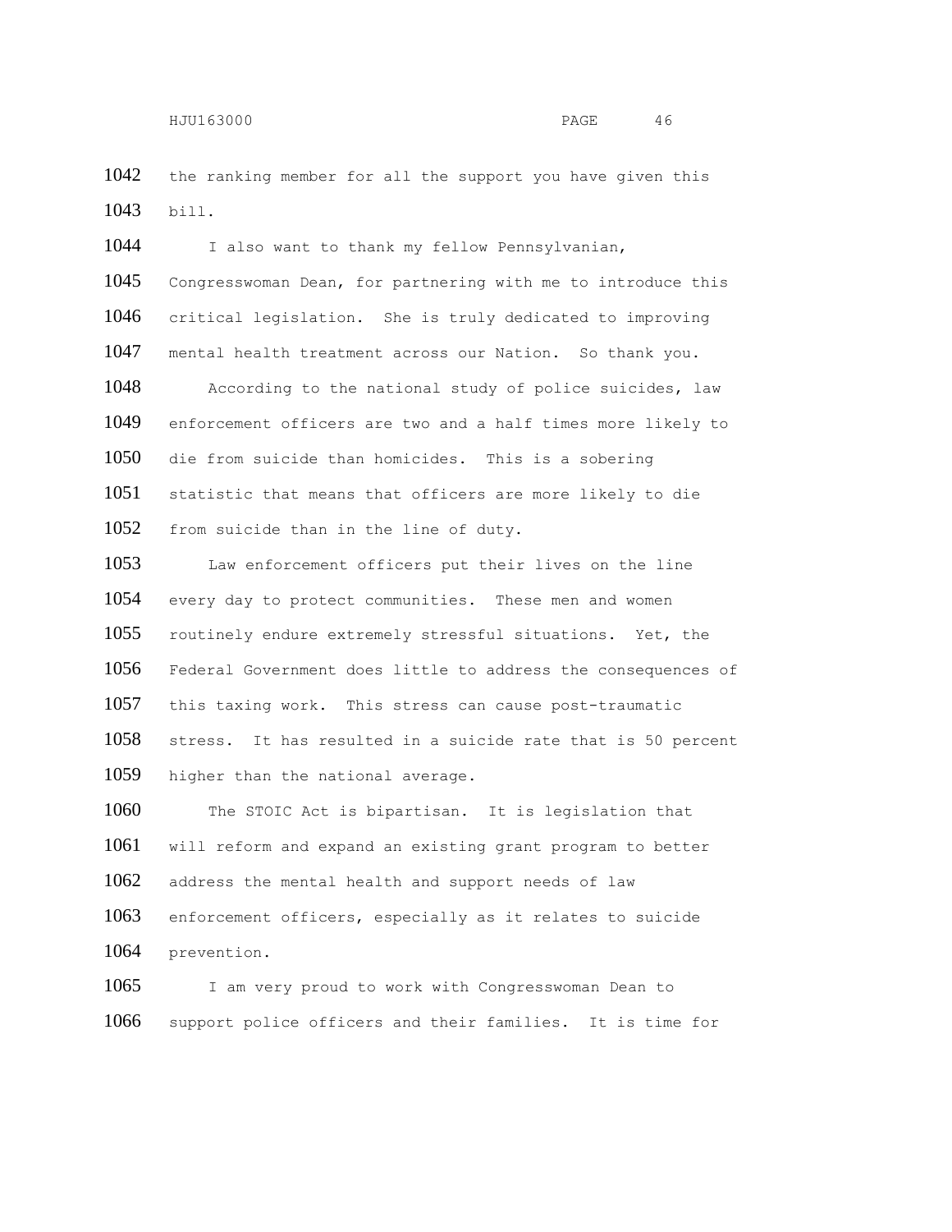the ranking member for all the support you have given this bill.

I also want to thank my fellow Pennsylvanian, Congresswoman Dean, for partnering with me to introduce this critical legislation. She is truly dedicated to improving mental health treatment across our Nation. So thank you.

According to the national study of police suicides, law enforcement officers are two and a half times more likely to die from suicide than homicides. This is a sobering statistic that means that officers are more likely to die from suicide than in the line of duty.

Law enforcement officers put their lives on the line every day to protect communities. These men and women routinely endure extremely stressful situations. Yet, the Federal Government does little to address the consequences of this taxing work. This stress can cause post-traumatic stress. It has resulted in a suicide rate that is 50 percent higher than the national average.

The STOIC Act is bipartisan. It is legislation that will reform and expand an existing grant program to better address the mental health and support needs of law enforcement officers, especially as it relates to suicide prevention.

I am very proud to work with Congresswoman Dean to support police officers and their families. It is time for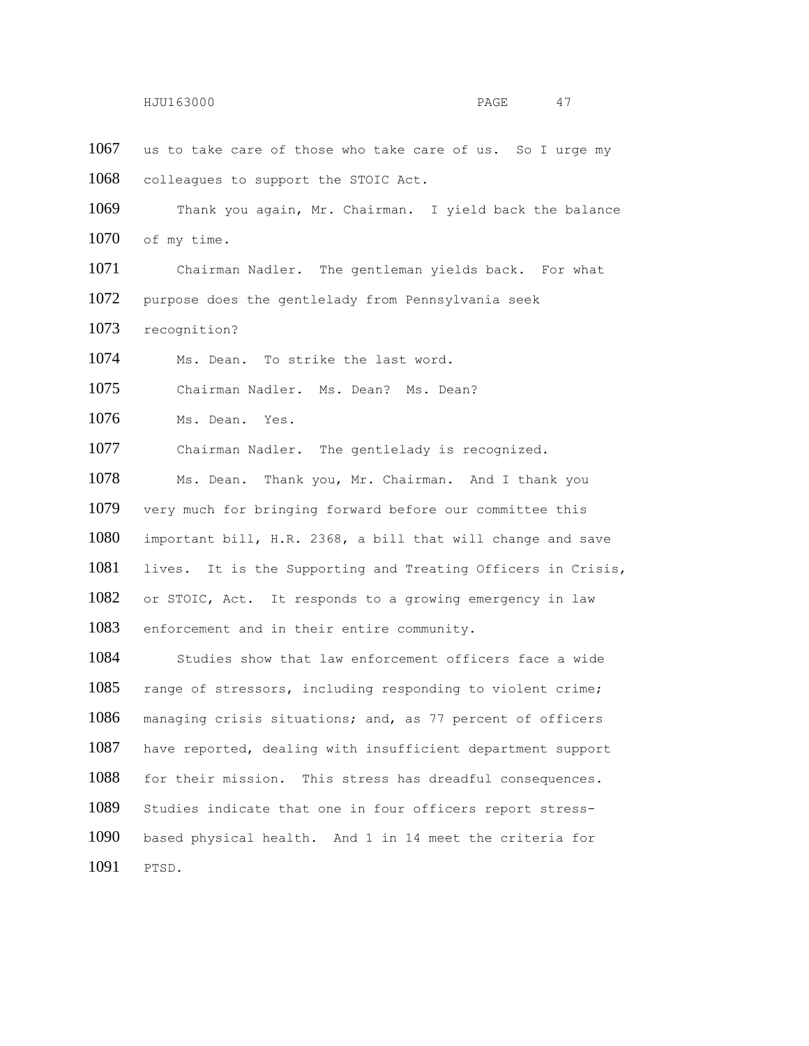us to take care of those who take care of us. So I urge my colleagues to support the STOIC Act.

Thank you again, Mr. Chairman. I yield back the balance of my time.

Chairman Nadler. The gentleman yields back. For what purpose does the gentlelady from Pennsylvania seek recognition?

Ms. Dean. To strike the last word.

Chairman Nadler. Ms. Dean? Ms. Dean?

Ms. Dean. Yes.

Chairman Nadler. The gentlelady is recognized.

Ms. Dean. Thank you, Mr. Chairman. And I thank you very much for bringing forward before our committee this important bill, H.R. 2368, a bill that will change and save lives. It is the Supporting and Treating Officers in Crisis, or STOIC, Act. It responds to a growing emergency in law enforcement and in their entire community.

Studies show that law enforcement officers face a wide range of stressors, including responding to violent crime; managing crisis situations; and, as 77 percent of officers have reported, dealing with insufficient department support for their mission. This stress has dreadful consequences. Studies indicate that one in four officers report stress-based physical health. And 1 in 14 meet the criteria for PTSD.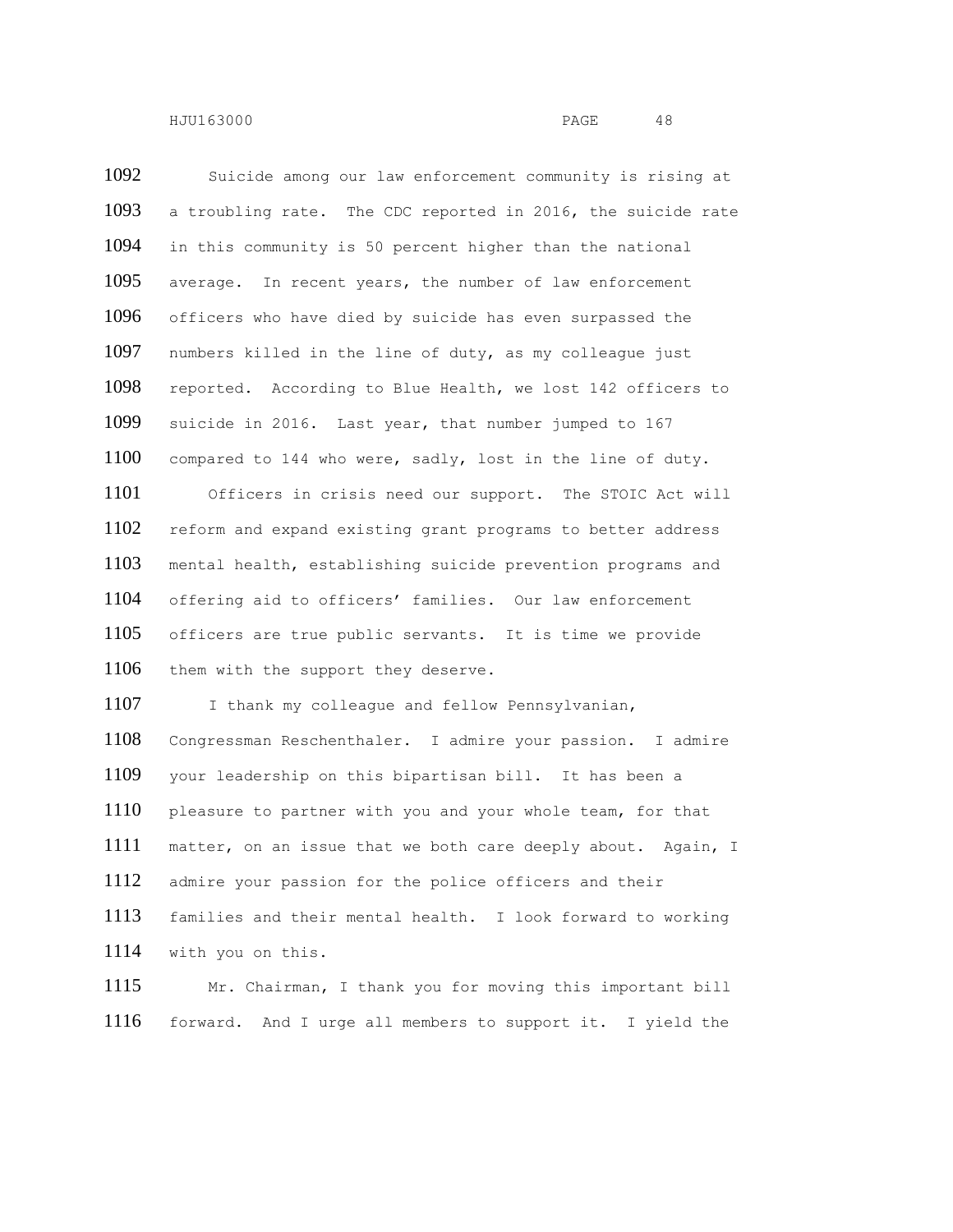Suicide among our law enforcement community is rising at a troubling rate. The CDC reported in 2016, the suicide rate in this community is 50 percent higher than the national average. In recent years, the number of law enforcement officers who have died by suicide has even surpassed the numbers killed in the line of duty, as my colleague just reported. According to Blue Health, we lost 142 officers to suicide in 2016. Last year, that number jumped to 167 compared to 144 who were, sadly, lost in the line of duty.

Officers in crisis need our support. The STOIC Act will reform and expand existing grant programs to better address mental health, establishing suicide prevention programs and offering aid to officers' families. Our law enforcement officers are true public servants. It is time we provide them with the support they deserve.

I thank my colleague and fellow Pennsylvanian, Congressman Reschenthaler. I admire your passion. I admire your leadership on this bipartisan bill. It has been a pleasure to partner with you and your whole team, for that matter, on an issue that we both care deeply about. Again, I admire your passion for the police officers and their families and their mental health. I look forward to working with you on this.

Mr. Chairman, I thank you for moving this important bill forward. And I urge all members to support it. I yield the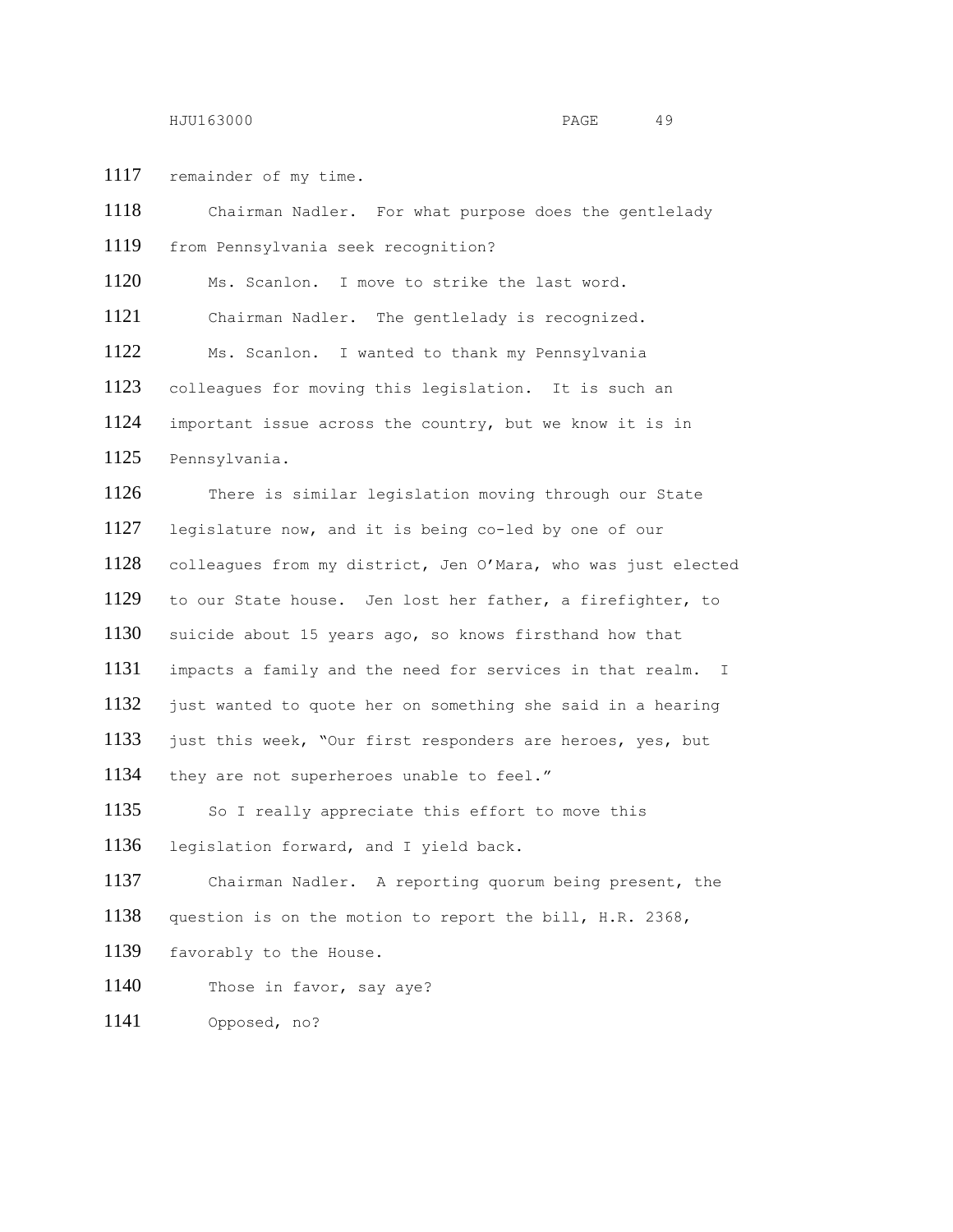remainder of my time.

Chairman Nadler. For what purpose does the gentlelady from Pennsylvania seek recognition?

Ms. Scanlon. I move to strike the last word.

Chairman Nadler. The gentlelady is recognized.

Ms. Scanlon. I wanted to thank my Pennsylvania colleagues for moving this legislation. It is such an important issue across the country, but we know it is in Pennsylvania.

There is similar legislation moving through our State legislature now, and it is being co-led by one of our colleagues from my district, Jen O'Mara, who was just elected to our State house. Jen lost her father, a firefighter, to suicide about 15 years ago, so knows firsthand how that impacts a family and the need for services in that realm. I just wanted to quote her on something she said in a hearing just this week, "Our first responders are heroes, yes, but they are not superheroes unable to feel."

So I really appreciate this effort to move this legislation forward, and I yield back.

Chairman Nadler. A reporting quorum being present, the question is on the motion to report the bill, H.R. 2368, favorably to the House.

Those in favor, say aye?

Opposed, no?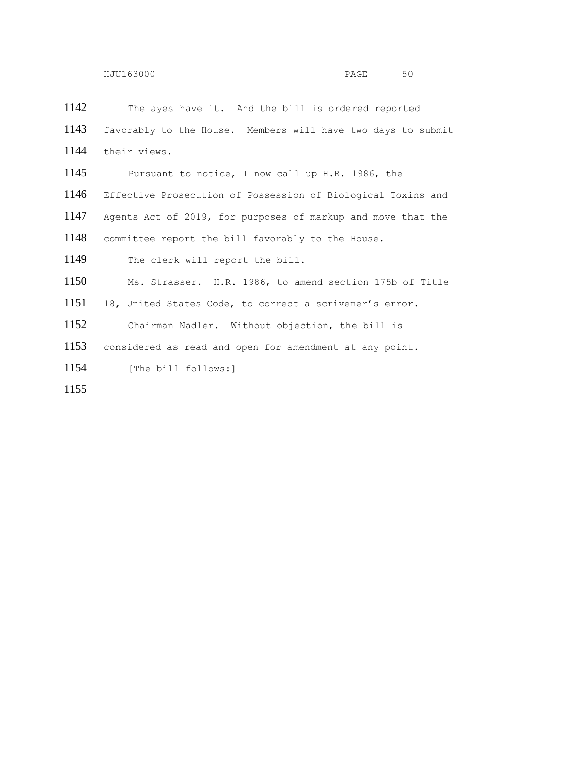The ayes have it. And the bill is ordered reported favorably to the House. Members will have two days to submit their views.

Pursuant to notice, I now call up H.R. 1986, the Effective Prosecution of Possession of Biological Toxins and Agents Act of 2019, for purposes of markup and move that the committee report the bill favorably to the House.

The clerk will report the bill.

Ms. Strasser. H.R. 1986, to amend section 175b of Title 18, United States Code, to correct a scrivener's error.

Chairman Nadler. Without objection, the bill is considered as read and open for amendment at any point.

[The bill follows:]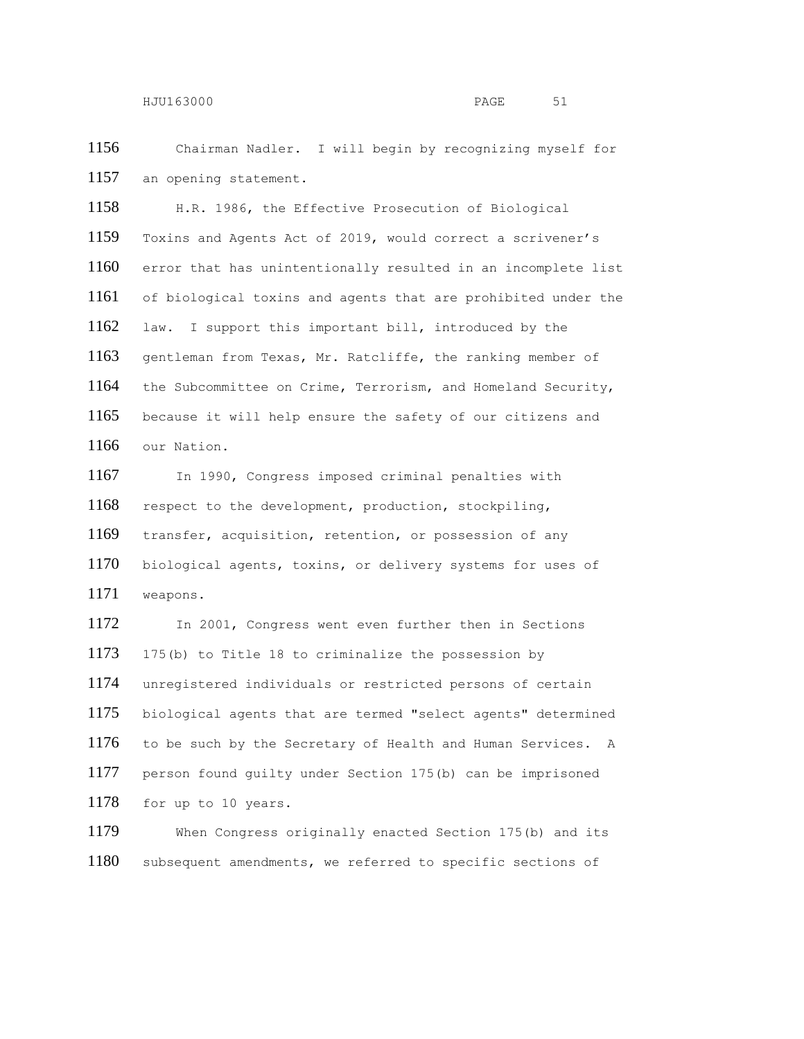Chairman Nadler. I will begin by recognizing myself for an opening statement.

H.R. 1986, the Effective Prosecution of Biological Toxins and Agents Act of 2019, would correct a scrivener's error that has unintentionally resulted in an incomplete list of biological toxins and agents that are prohibited under the law. I support this important bill, introduced by the gentleman from Texas, Mr. Ratcliffe, the ranking member of the Subcommittee on Crime, Terrorism, and Homeland Security, because it will help ensure the safety of our citizens and our Nation.

In 1990, Congress imposed criminal penalties with respect to the development, production, stockpiling, transfer, acquisition, retention, or possession of any biological agents, toxins, or delivery systems for uses of weapons.

In 2001, Congress went even further then in Sections 175(b) to Title 18 to criminalize the possession by unregistered individuals or restricted persons of certain biological agents that are termed "select agents" determined to be such by the Secretary of Health and Human Services. A person found guilty under Section 175(b) can be imprisoned for up to 10 years.

When Congress originally enacted Section 175(b) and its subsequent amendments, we referred to specific sections of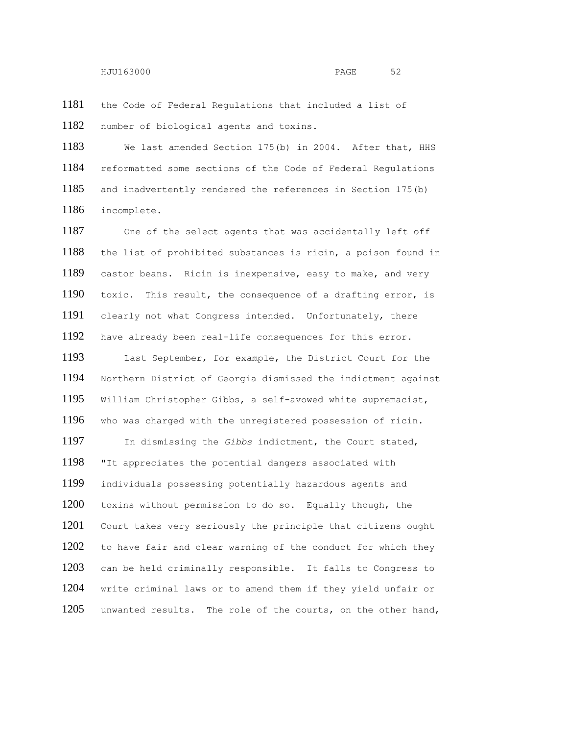the Code of Federal Regulations that included a list of number of biological agents and toxins.

We last amended Section 175(b) in 2004. After that, HHS reformatted some sections of the Code of Federal Regulations and inadvertently rendered the references in Section 175(b) incomplete.

One of the select agents that was accidentally left off the list of prohibited substances is ricin, a poison found in castor beans. Ricin is inexpensive, easy to make, and very toxic. This result, the consequence of a drafting error, is clearly not what Congress intended. Unfortunately, there have already been real-life consequences for this error.

Last September, for example, the District Court for the Northern District of Georgia dismissed the indictment against William Christopher Gibbs, a self-avowed white supremacist, who was charged with the unregistered possession of ricin.

In dismissing the *Gibbs* indictment, the Court stated, "It appreciates the potential dangers associated with individuals possessing potentially hazardous agents and toxins without permission to do so. Equally though, the Court takes very seriously the principle that citizens ought to have fair and clear warning of the conduct for which they can be held criminally responsible. It falls to Congress to write criminal laws or to amend them if they yield unfair or unwanted results. The role of the courts, on the other hand,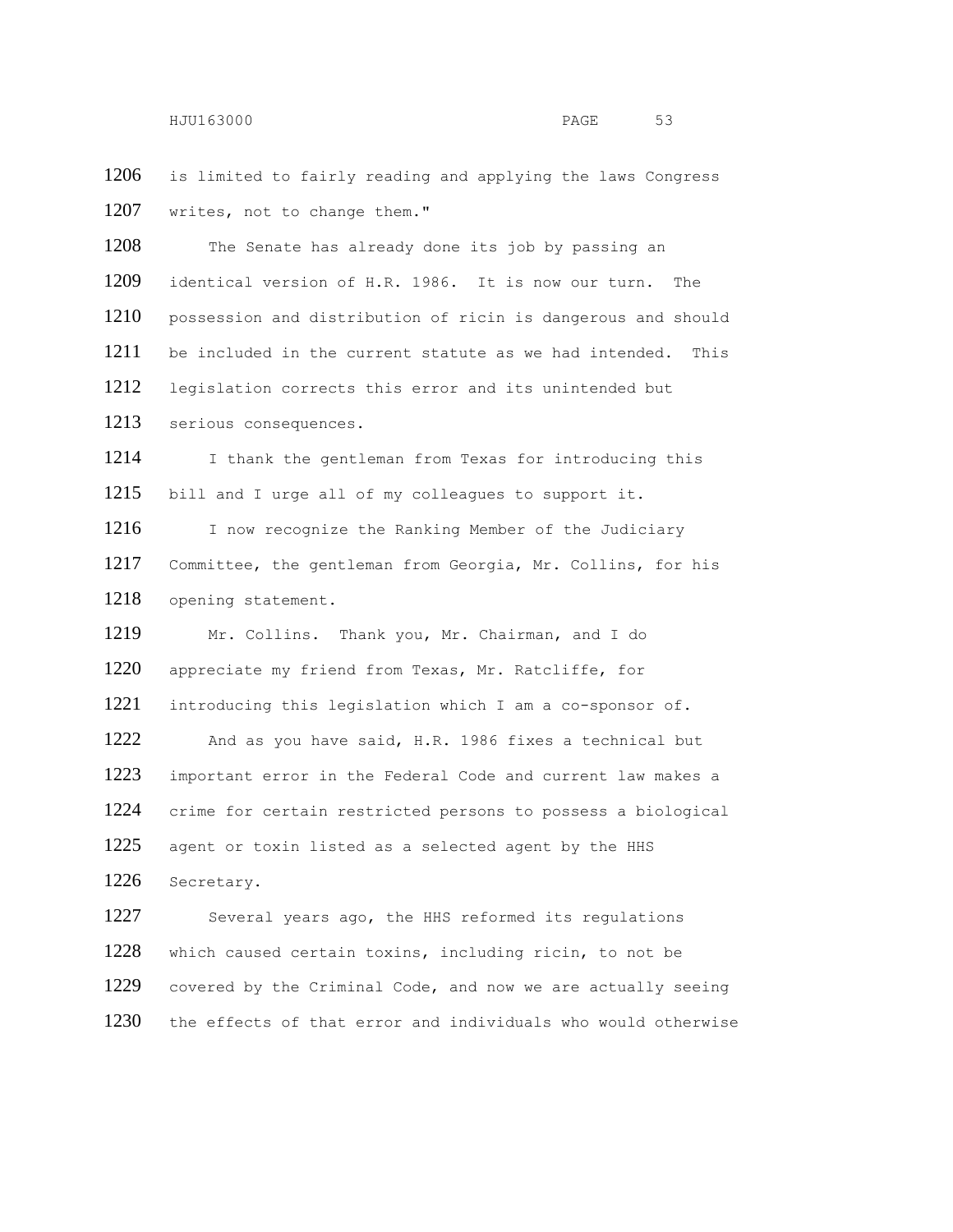is limited to fairly reading and applying the laws Congress writes, not to change them."

The Senate has already done its job by passing an identical version of H.R. 1986. It is now our turn. The possession and distribution of ricin is dangerous and should be included in the current statute as we had intended. This legislation corrects this error and its unintended but serious consequences.

I thank the gentleman from Texas for introducing this bill and I urge all of my colleagues to support it.

I now recognize the Ranking Member of the Judiciary Committee, the gentleman from Georgia, Mr. Collins, for his opening statement.

Mr. Collins. Thank you, Mr. Chairman, and I do appreciate my friend from Texas, Mr. Ratcliffe, for introducing this legislation which I am a co-sponsor of.

And as you have said, H.R. 1986 fixes a technical but important error in the Federal Code and current law makes a crime for certain restricted persons to possess a biological agent or toxin listed as a selected agent by the HHS Secretary.

Several years ago, the HHS reformed its regulations which caused certain toxins, including ricin, to not be covered by the Criminal Code, and now we are actually seeing the effects of that error and individuals who would otherwise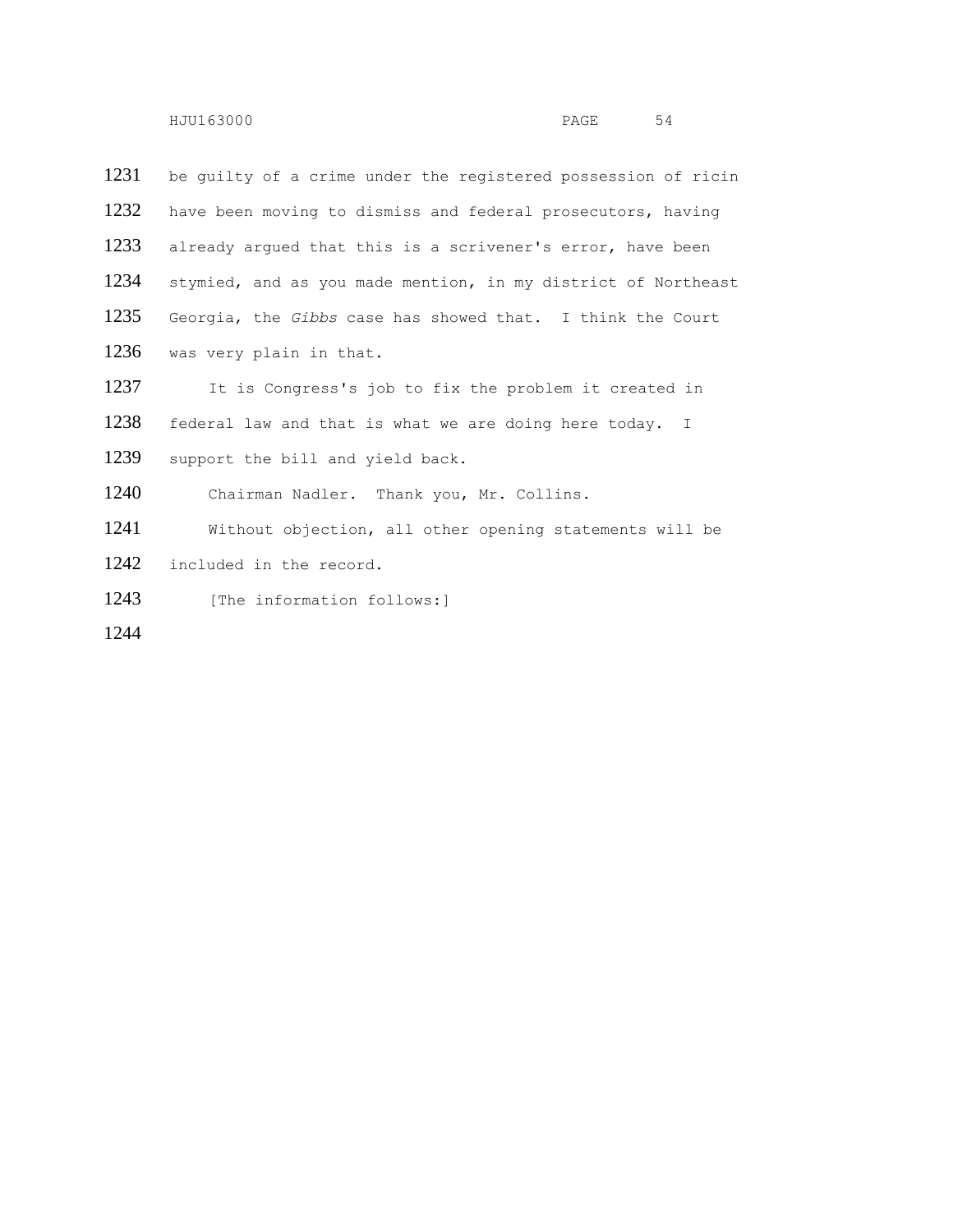be guilty of a crime under the registered possession of ricin have been moving to dismiss and federal prosecutors, having already argued that this is a scrivener's error, have been stymied, and as you made mention, in my district of Northeast Georgia, the *Gibbs* case has showed that. I think the Court was very plain in that.

It is Congress's job to fix the problem it created in federal law and that is what we are doing here today. I support the bill and yield back.

Chairman Nadler. Thank you, Mr. Collins.

Without objection, all other opening statements will be included in the record.

[The information follows:]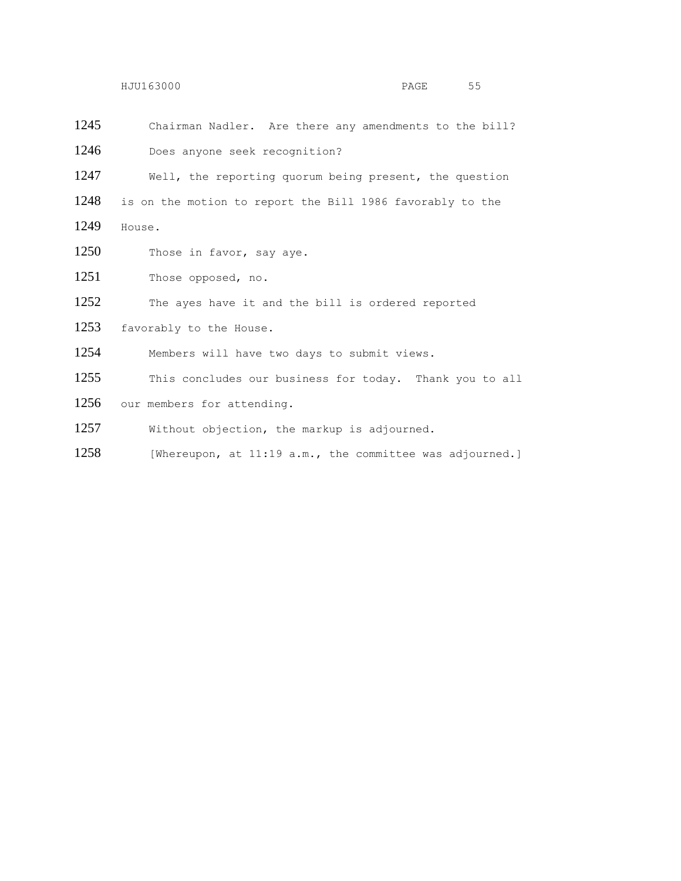Chairman Nadler. Are there any amendments to the bill?

Does anyone seek recognition?

Well, the reporting quorum being present, the question is on the motion to report the Bill 1986 favorably to the House.

Those in favor, say aye.

Those opposed, no.

The ayes have it and the bill is ordered reported favorably to the House.

Members will have two days to submit views.

This concludes our business for today. Thank you to all our members for attending.

Without objection, the markup is adjourned.

[Whereupon, at 11:19 a.m., the committee was adjourned.]